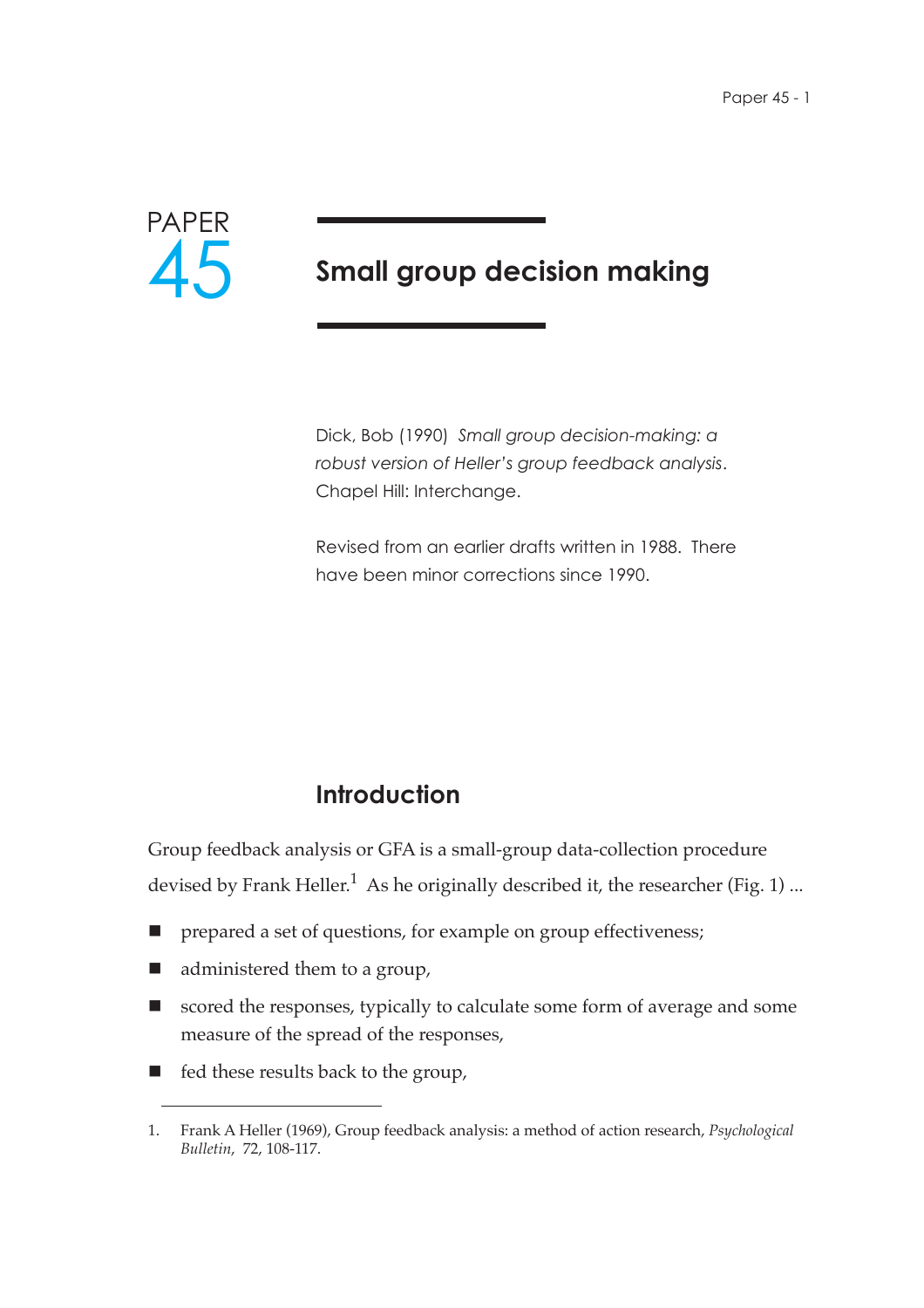PAPER

45

# Small group decision making

Dick, Bob (1990) *Small group decision-making: a robust version of Heller's group feedback analysis*. Chapel Hill: Interchange.

Revised from an earlier drafts written in 1988. There have been minor corrections since 1990.

## Introduction

Group feedback analysis or GFA is a small-group data-collection procedure devised by Frank Heller.[1] As he originally described it, the researcher (Fig. 1) ...

- prepared a set of questions, for example on group effectiveness;
- administered them to a group,
- scored the responses, typically to calculate some form of average and some measure of the spread of the responses,
- fed these results back to the group,

---

1. Frank A Heller (1969), Group feedback analysis: a method of action research, *Psychological Bulletin*, 72, 108-117.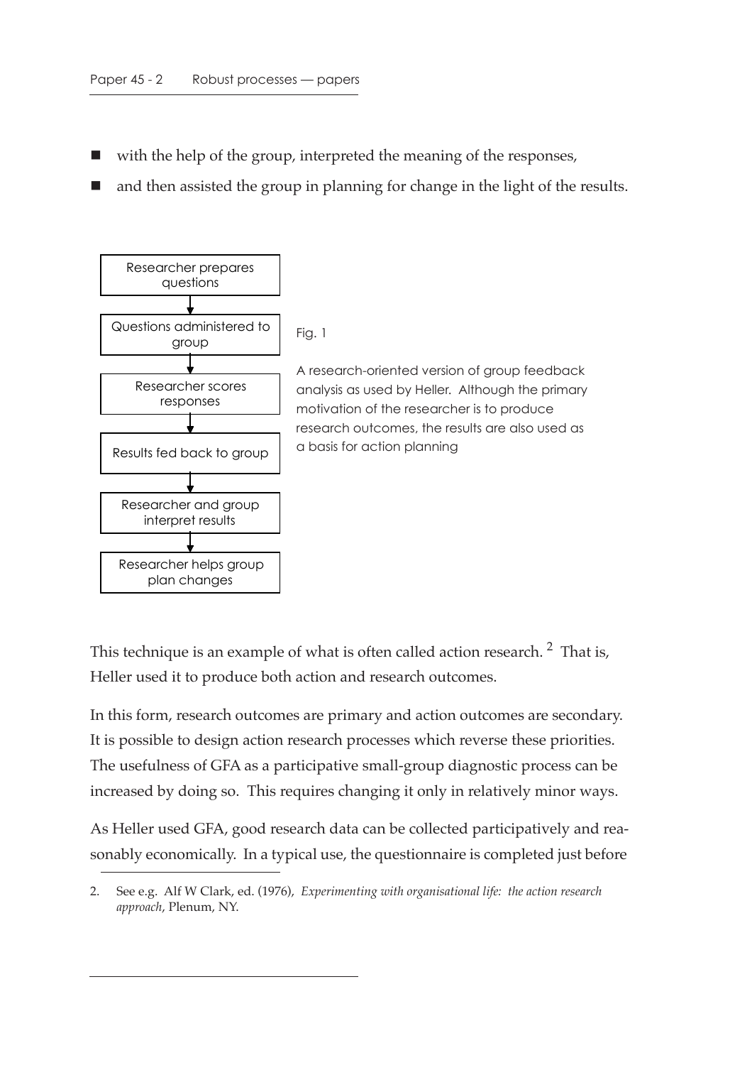- with the help of the group, interpreted the meaning of the responses,
- and then assisted the group in planning for change in the light of the results.

Researcher prepares questions
↓
Questions administered to group
↓
Researcher scores responses
↓
Results fed back to group
↓
Researcher and group interpret results
↓
Researcher helps group plan changes

Fig. 1

A research-oriented version of group feedback analysis as used by Heller. Although the primary motivation of the researcher is to produce research outcomes, the results are also used as a basis for action planning

This technique is an example of what is often called action research. [2] That is, Heller used it to produce both action and research outcomes.

In this form, research outcomes are primary and action outcomes are secondary. It is possible to design action research processes which reverse these priorities. The usefulness of GFA as a participative small-group diagnostic process can be increased by doing so. This requires changing it only in relatively minor ways.

As Heller used GFA, good research data can be collected participatively and reasonably economically. In a typical use, the questionnaire is completed just before

2. See e.g. Alf W Clark, ed. (1976), *Experimenting with organisational life: the action research approach*, Plenum, NY.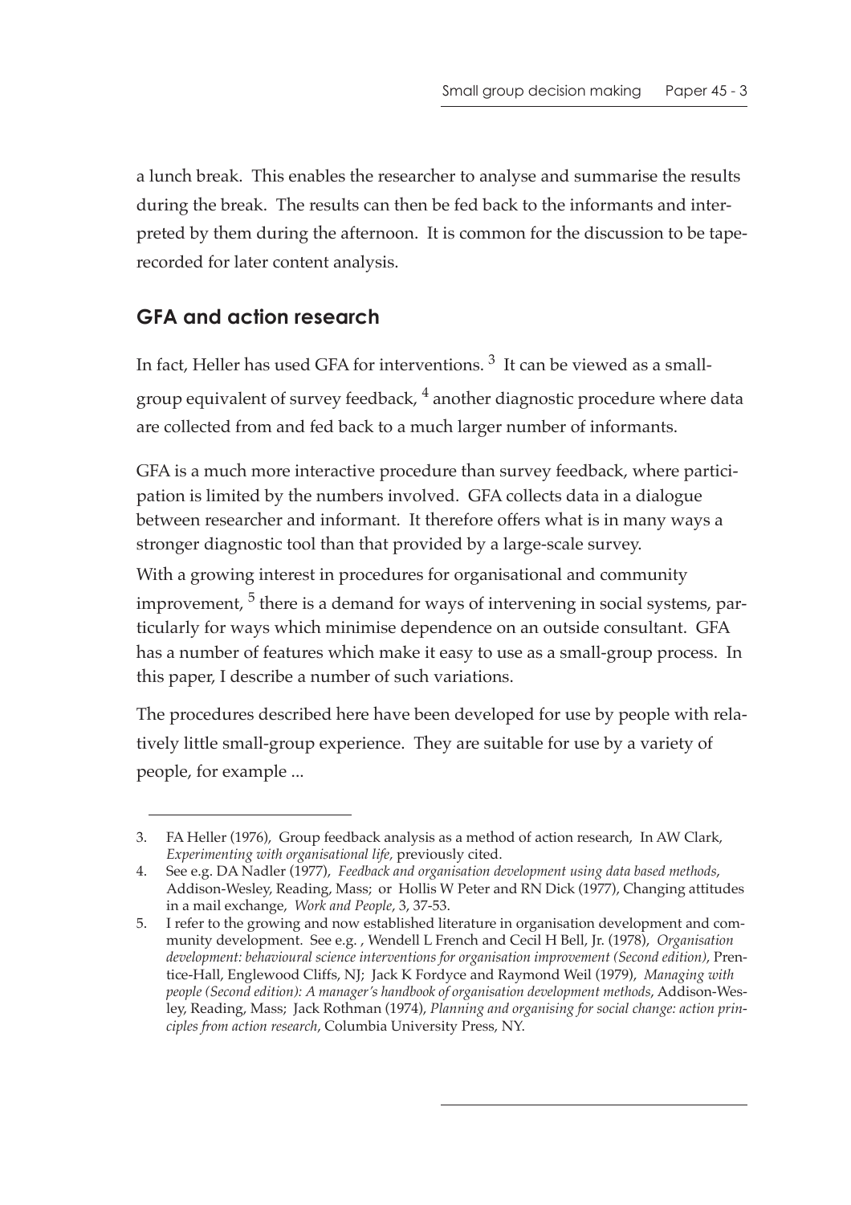a lunch break. This enables the researcher to analyse and summarise the results during the break. The results can then be fed back to the informants and interpreted by them during the afternoon. It is common for the discussion to be tape-recorded for later content analysis.

## GFA and action research

In fact, Heller has used GFA for interventions. [3] It can be viewed as a small-group equivalent of survey feedback, [4] another diagnostic procedure where data are collected from and fed back to a much larger number of informants.

GFA is a much more interactive procedure than survey feedback, where participation is limited by the numbers involved. GFA collects data in a dialogue between researcher and informant. It therefore offers what is in many ways a stronger diagnostic tool than that provided by a large-scale survey.

With a growing interest in procedures for organisational and community improvement, [5] there is a demand for ways of intervening in social systems, particularly for ways which minimise dependence on an outside consultant. GFA has a number of features which make it easy to use as a small-group process. In this paper, I describe a number of such variations.

The procedures described here have been developed for use by people with relatively little small-group experience. They are suitable for use by a variety of people, for example ...

---

3. FA Heller (1976), Group feedback analysis as a method of action research, In AW Clark, *Experimenting with organisational life,* previously cited.
4. See e.g. DA Nadler (1977), *Feedback and organisation development using data based methods*, Addison-Wesley, Reading, Mass; or Hollis W Peter and RN Dick (1977), Changing attitudes in a mail exchange, *Work and People*, 3, 37-53.
5. I refer to the growing and now established literature in organisation development and community development. See e.g. , Wendell L French and Cecil H Bell, Jr. (1978), *Organisation development: behavioural science interventions for organisation improvement (Second edition)*, Prentice-Hall, Englewood Cliffs, NJ; Jack K Fordyce and Raymond Weil (1979), *Managing with people (Second edition): A manager's handbook of organisation development methods*, Addison-Wesley, Reading, Mass; Jack Rothman (1974), *Planning and organising for social change: action principles from action research*, Columbia University Press, NY.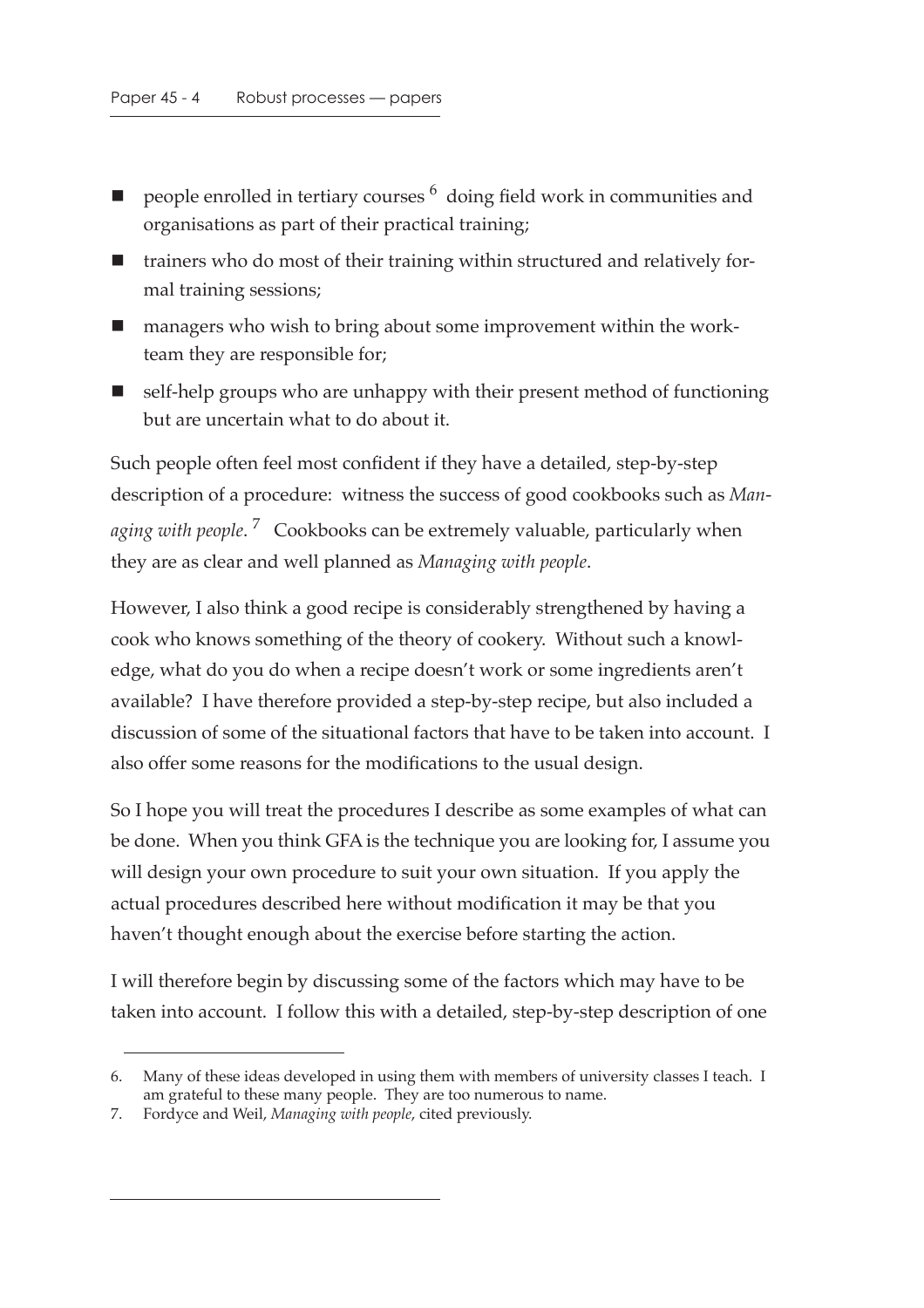- people enrolled in tertiary courses [6] doing field work in communities and organisations as part of their practical training;
- trainers who do most of their training within structured and relatively formal training sessions;
- managers who wish to bring about some improvement within the work-team they are responsible for;
- self-help groups who are unhappy with their present method of functioning but are uncertain what to do about it.

Such people often feel most confident if they have a detailed, step-by-step description of a procedure: witness the success of good cookbooks such as *Managing with people*. [7] Cookbooks can be extremely valuable, particularly when they are as clear and well planned as *Managing with people*.

However, I also think a good recipe is considerably strengthened by having a cook who knows something of the theory of cookery. Without such a knowledge, what do you do when a recipe doesn't work or some ingredients aren't available? I have therefore provided a step-by-step recipe, but also included a discussion of some of the situational factors that have to be taken into account. I also offer some reasons for the modifications to the usual design.

So I hope you will treat the procedures I describe as some examples of what can be done. When you think GFA is the technique you are looking for, I assume you will design your own procedure to suit your own situation. If you apply the actual procedures described here without modification it may be that you haven't thought enough about the exercise before starting the action.

I will therefore begin by discussing some of the factors which may have to be taken into account. I follow this with a detailed, step-by-step description of one

---

6. Many of these ideas developed in using them with members of university classes I teach. I am grateful to these many people. They are too numerous to name.
7. Fordyce and Weil, *Managing with people*, cited previously.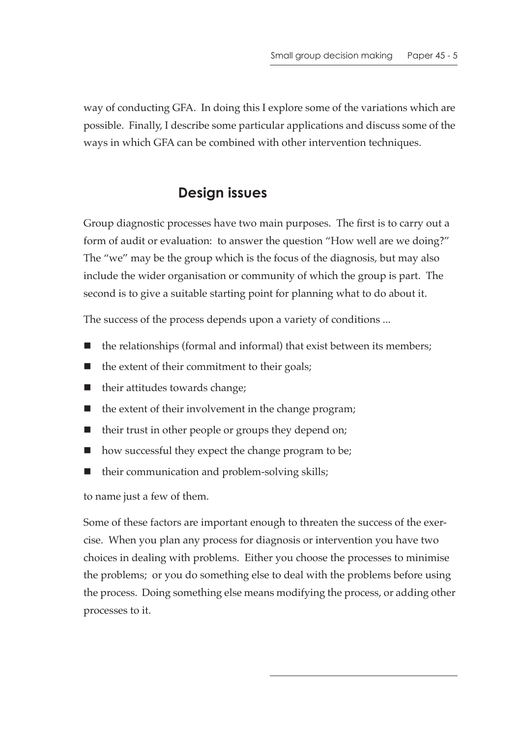way of conducting GFA. In doing this I explore some of the variations which are possible. Finally, I describe some particular applications and discuss some of the ways in which GFA can be combined with other intervention techniques.

## Design issues

Group diagnostic processes have two main purposes. The first is to carry out a form of audit or evaluation: to answer the question "How well are we doing?" The "we" may be the group which is the focus of the diagnosis, but may also include the wider organisation or community of which the group is part. The second is to give a suitable starting point for planning what to do about it.

The success of the process depends upon a variety of conditions ...

- the relationships (formal and informal) that exist between its members;
- the extent of their commitment to their goals;
- their attitudes towards change;
- the extent of their involvement in the change program;
- their trust in other people or groups they depend on;
- how successful they expect the change program to be;
- their communication and problem-solving skills;

to name just a few of them.

Some of these factors are important enough to threaten the success of the exercise. When you plan any process for diagnosis or intervention you have two choices in dealing with problems. Either you choose the processes to minimise the problems; or you do something else to deal with the problems before using the process. Doing something else means modifying the process, or adding other processes to it.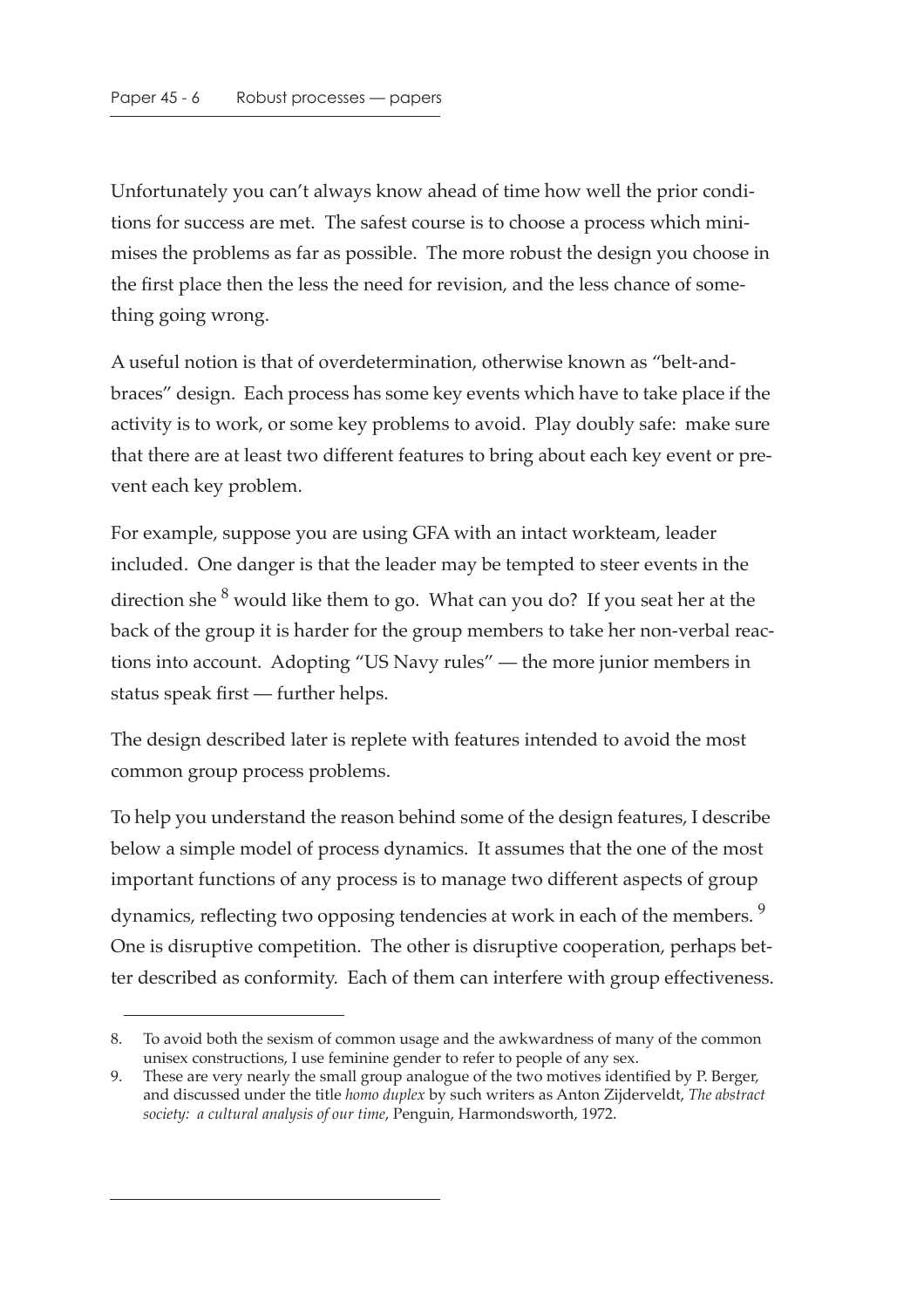Unfortunately you can't always know ahead of time how well the prior conditions for success are met. The safest course is to choose a process which minimises the problems as far as possible. The more robust the design you choose in the first place then the less the need for revision, and the less chance of something going wrong.

A useful notion is that of overdetermination, otherwise known as "belt-and-braces" design. Each process has some key events which have to take place if the activity is to work, or some key problems to avoid. Play doubly safe: make sure that there are at least two different features to bring about each key event or prevent each key problem.

For example, suppose you are using GFA with an intact workteam, leader included. One danger is that the leader may be tempted to steer events in the direction she [8] would like them to go. What can you do? If you seat her at the back of the group it is harder for the group members to take her non-verbal reactions into account. Adopting "US Navy rules" — the more junior members in status speak first — further helps.

The design described later is replete with features intended to avoid the most common group process problems.

To help you understand the reason behind some of the design features, I describe below a simple model of process dynamics. It assumes that the one of the most important functions of any process is to manage two different aspects of group dynamics, reflecting two opposing tendencies at work in each of the members. [9] One is disruptive competition. The other is disruptive cooperation, perhaps better described as conformity. Each of them can interfere with group effectiveness.

---

8. To avoid both the sexism of common usage and the awkwardness of many of the common unisex constructions, I use feminine gender to refer to people of any sex.
9. These are very nearly the small group analogue of the two motives identified by P. Berger, and discussed under the title *homo duplex* by such writers as Anton Zijderveldt, *The abstract society: a cultural analysis of our time*, Penguin, Harmondsworth, 1972.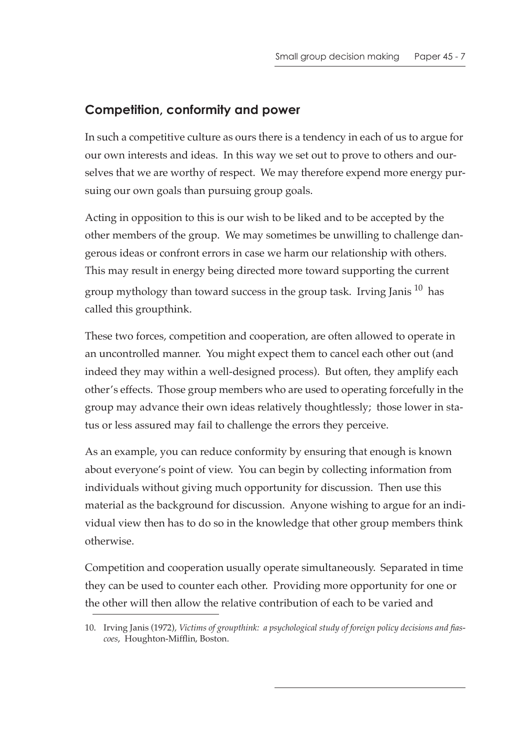## Competition, conformity and power

In such a competitive culture as ours there is a tendency in each of us to argue for our own interests and ideas. In this way we set out to prove to others and ourselves that we are worthy of respect. We may therefore expend more energy pursuing our own goals than pursuing group goals.

Acting in opposition to this is our wish to be liked and to be accepted by the other members of the group. We may sometimes be unwilling to challenge dangerous ideas or confront errors in case we harm our relationship with others. This may result in energy being directed more toward supporting the current group mythology than toward success in the group task. Irving Janis [10] has called this groupthink.

These two forces, competition and cooperation, are often allowed to operate in an uncontrolled manner. You might expect them to cancel each other out (and indeed they may within a well-designed process). But often, they amplify each other's effects. Those group members who are used to operating forcefully in the group may advance their own ideas relatively thoughtlessly; those lower in status or less assured may fail to challenge the errors they perceive.

As an example, you can reduce conformity by ensuring that enough is known about everyone's point of view. You can begin by collecting information from individuals without giving much opportunity for discussion. Then use this material as the background for discussion. Anyone wishing to argue for an individual view then has to do so in the knowledge that other group members think otherwise.

Competition and cooperation usually operate simultaneously. Separated in time they can be used to counter each other. Providing more opportunity for one or the other will then allow the relative contribution of each to be varied and

10. Irving Janis (1972), *Victims of groupthink: a psychological study of foreign policy decisions and fiascoes*, Houghton-Mifflin, Boston.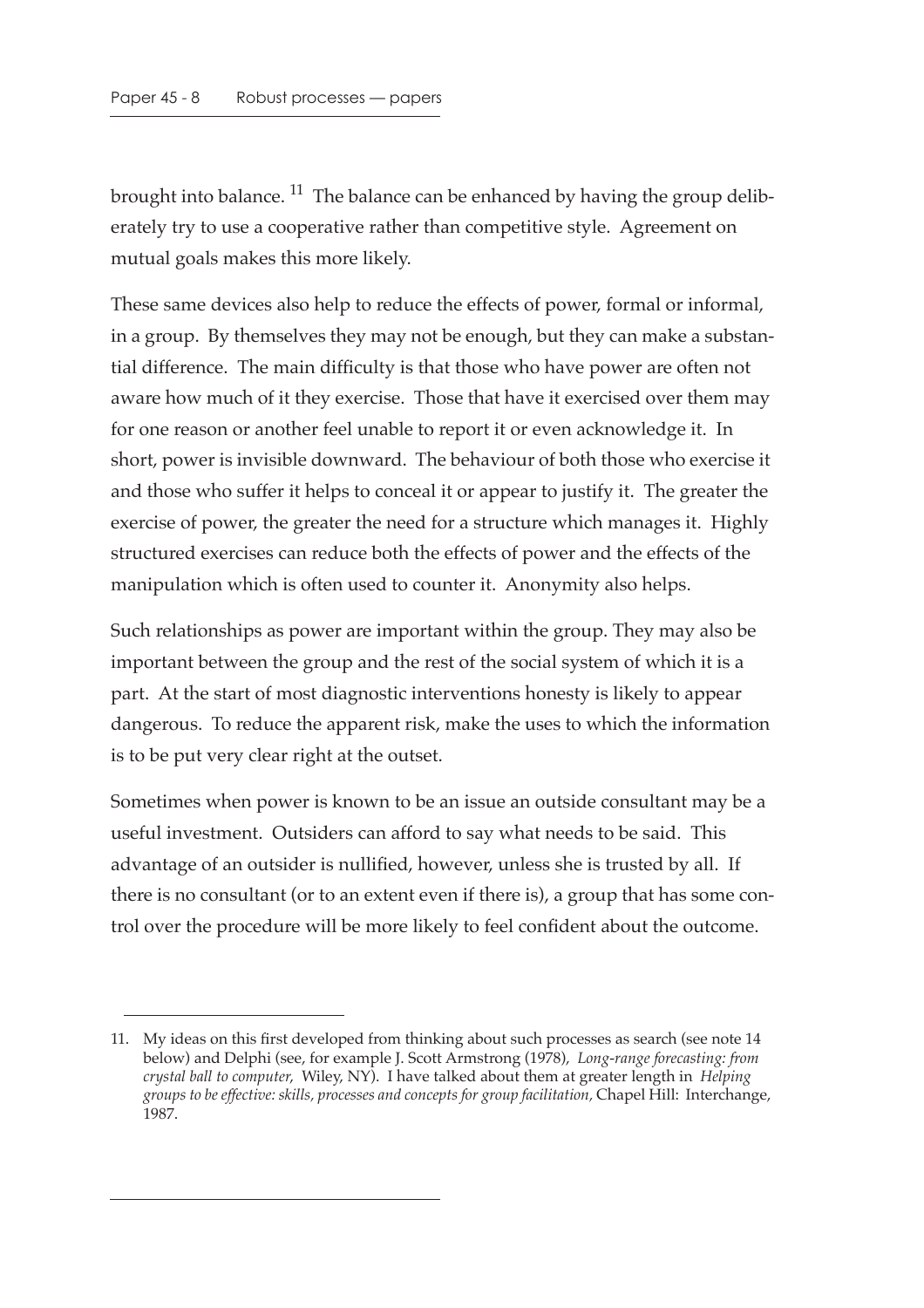brought into balance. [11] The balance can be enhanced by having the group deliberately try to use a cooperative rather than competitive style. Agreement on mutual goals makes this more likely.

These same devices also help to reduce the effects of power, formal or informal, in a group. By themselves they may not be enough, but they can make a substantial difference. The main difficulty is that those who have power are often not aware how much of it they exercise. Those that have it exercised over them may for one reason or another feel unable to report it or even acknowledge it. In short, power is invisible downward. The behaviour of both those who exercise it and those who suffer it helps to conceal it or appear to justify it. The greater the exercise of power, the greater the need for a structure which manages it. Highly structured exercises can reduce both the effects of power and the effects of the manipulation which is often used to counter it. Anonymity also helps.

Such relationships as power are important within the group. They may also be important between the group and the rest of the social system of which it is a part. At the start of most diagnostic interventions honesty is likely to appear dangerous. To reduce the apparent risk, make the uses to which the information is to be put very clear right at the outset.

Sometimes when power is known to be an issue an outside consultant may be a useful investment. Outsiders can afford to say what needs to be said. This advantage of an outsider is nullified, however, unless she is trusted by all. If there is no consultant (or to an extent even if there is), a group that has some control over the procedure will be more likely to feel confident about the outcome.

---

11. My ideas on this first developed from thinking about such processes as search (see note 14 below) and Delphi (see, for example J. Scott Armstrong (1978), *Long-range forecasting: from crystal ball to computer*, Wiley, NY). I have talked about them at greater length in *Helping groups to be effective: skills, processes and concepts for group facilitation*, Chapel Hill: Interchange, 1987.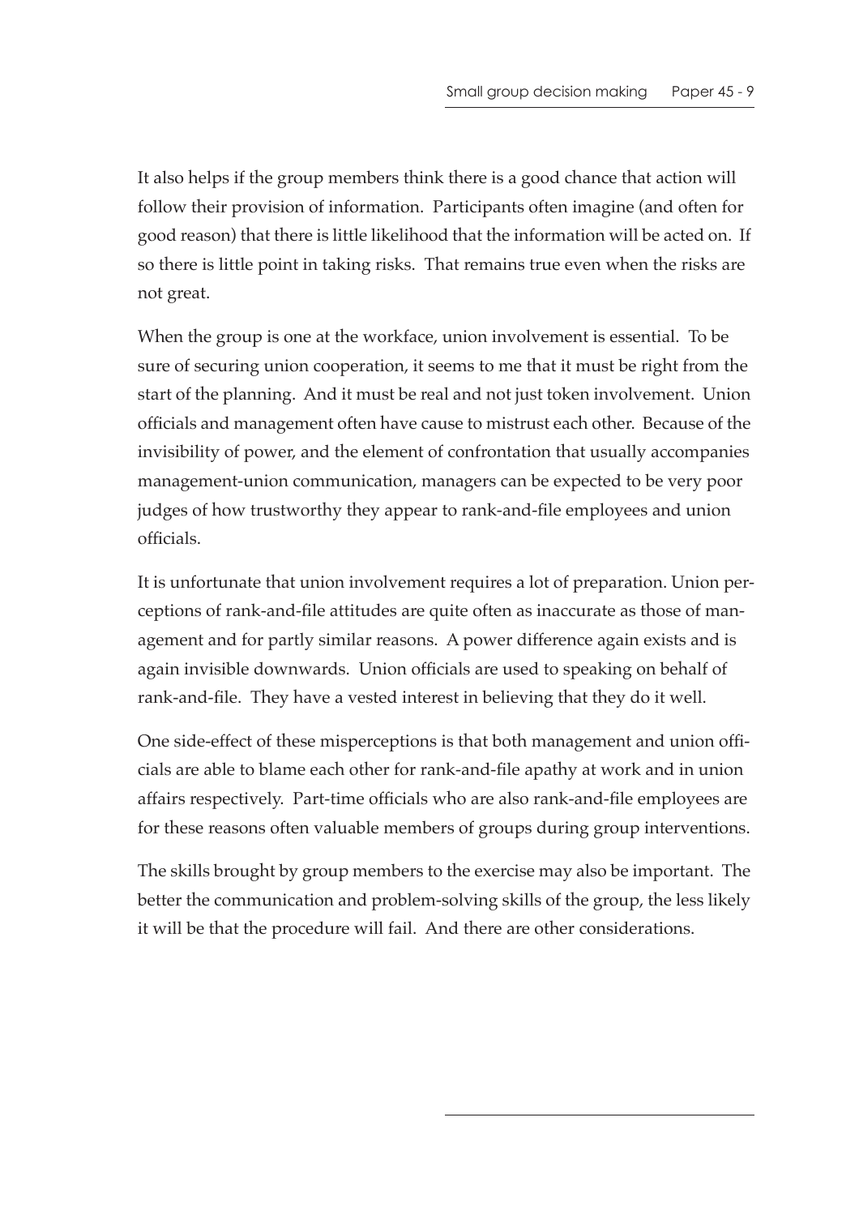It also helps if the group members think there is a good chance that action will follow their provision of information. Participants often imagine (and often for good reason) that there is little likelihood that the information will be acted on. If so there is little point in taking risks. That remains true even when the risks are not great.

When the group is one at the workface, union involvement is essential. To be sure of securing union cooperation, it seems to me that it must be right from the start of the planning. And it must be real and not just token involvement. Union officials and management often have cause to mistrust each other. Because of the invisibility of power, and the element of confrontation that usually accompanies management-union communication, managers can be expected to be very poor judges of how trustworthy they appear to rank-and-file employees and union officials.

It is unfortunate that union involvement requires a lot of preparation. Union perceptions of rank-and-file attitudes are quite often as inaccurate as those of management and for partly similar reasons. A power difference again exists and is again invisible downwards. Union officials are used to speaking on behalf of rank-and-file. They have a vested interest in believing that they do it well.

One side-effect of these misperceptions is that both management and union officials are able to blame each other for rank-and-file apathy at work and in union affairs respectively. Part-time officials who are also rank-and-file employees are for these reasons often valuable members of groups during group interventions.

The skills brought by group members to the exercise may also be important. The better the communication and problem-solving skills of the group, the less likely it will be that the procedure will fail. And there are other considerations.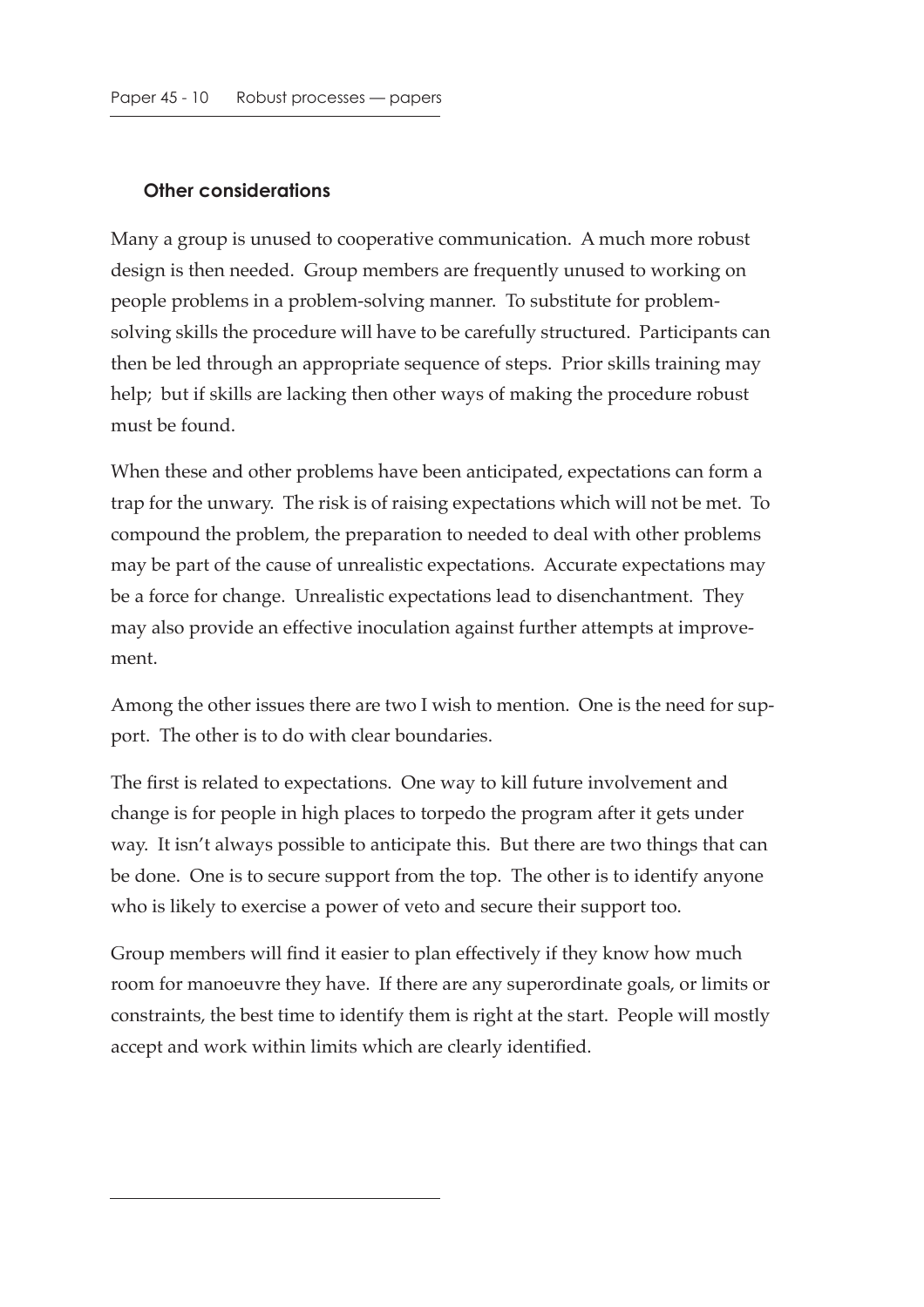### Other considerations

Many a group is unused to cooperative communication. A much more robust design is then needed. Group members are frequently unused to working on people problems in a problem-solving manner. To substitute for problem-solving skills the procedure will have to be carefully structured. Participants can then be led through an appropriate sequence of steps. Prior skills training may help; but if skills are lacking then other ways of making the procedure robust must be found.

When these and other problems have been anticipated, expectations can form a trap for the unwary. The risk is of raising expectations which will not be met. To compound the problem, the preparation to needed to deal with other problems may be part of the cause of unrealistic expectations. Accurate expectations may be a force for change. Unrealistic expectations lead to disenchantment. They may also provide an effective inoculation against further attempts at improvement.

Among the other issues there are two I wish to mention. One is the need for support. The other is to do with clear boundaries.

The first is related to expectations. One way to kill future involvement and change is for people in high places to torpedo the program after it gets under way. It isn't always possible to anticipate this. But there are two things that can be done. One is to secure support from the top. The other is to identify anyone who is likely to exercise a power of veto and secure their support too.

Group members will find it easier to plan effectively if they know how much room for manoeuvre they have. If there are any superordinate goals, or limits or constraints, the best time to identify them is right at the start. People will mostly accept and work within limits which are clearly identified.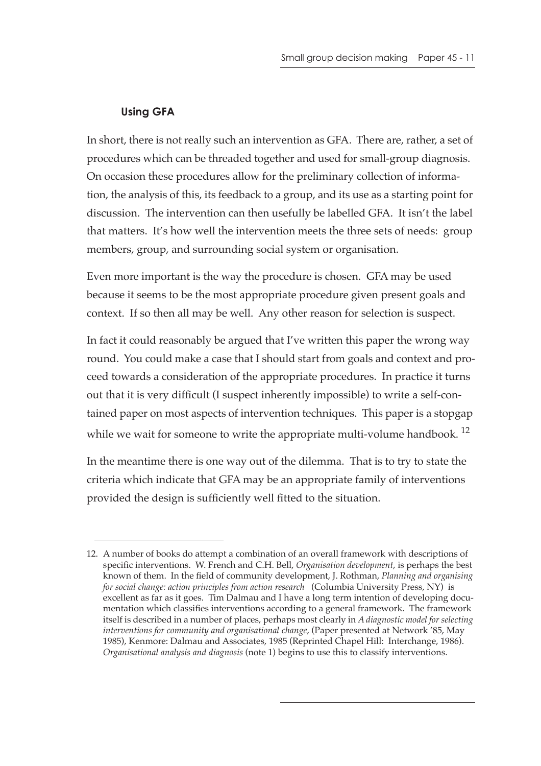### Using GFA

In short, there is not really such an intervention as GFA. There are, rather, a set of procedures which can be threaded together and used for small-group diagnosis. On occasion these procedures allow for the preliminary collection of information, the analysis of this, its feedback to a group, and its use as a starting point for discussion. The intervention can then usefully be labelled GFA. It isn't the label that matters. It's how well the intervention meets the three sets of needs: group members, group, and surrounding social system or organisation.

Even more important is the way the procedure is chosen. GFA may be used because it seems to be the most appropriate procedure given present goals and context. If so then all may be well. Any other reason for selection is suspect.

In fact it could reasonably be argued that I've written this paper the wrong way round. You could make a case that I should start from goals and context and proceed towards a consideration of the appropriate procedures. In practice it turns out that it is very difficult (I suspect inherently impossible) to write a self-contained paper on most aspects of intervention techniques. This paper is a stopgap while we wait for someone to write the appropriate multi-volume handbook. [12]

In the meantime there is one way out of the dilemma. That is to try to state the criteria which indicate that GFA may be an appropriate family of interventions provided the design is sufficiently well fitted to the situation.

---

12. A number of books do attempt a combination of an overall framework with descriptions of specific interventions. W. French and C.H. Bell, *Organisation development*, is perhaps the best known of them. In the field of community development, J. Rothman, *Planning and organising for social change: action principles from action research* (Columbia University Press, NY) is excellent as far as it goes. Tim Dalmau and I have a long term intention of developing documentation which classifies interventions according to a general framework. The framework itself is described in a number of places, perhaps most clearly in *A diagnostic model for selecting interventions for community and organisational change*, (Paper presented at Network '85, May 1985), Kenmore: Dalmau and Associates, 1985 (Reprinted Chapel Hill: Interchange, 1986). *Organisational analysis and diagnosis* (note 1) begins to use this to classify interventions.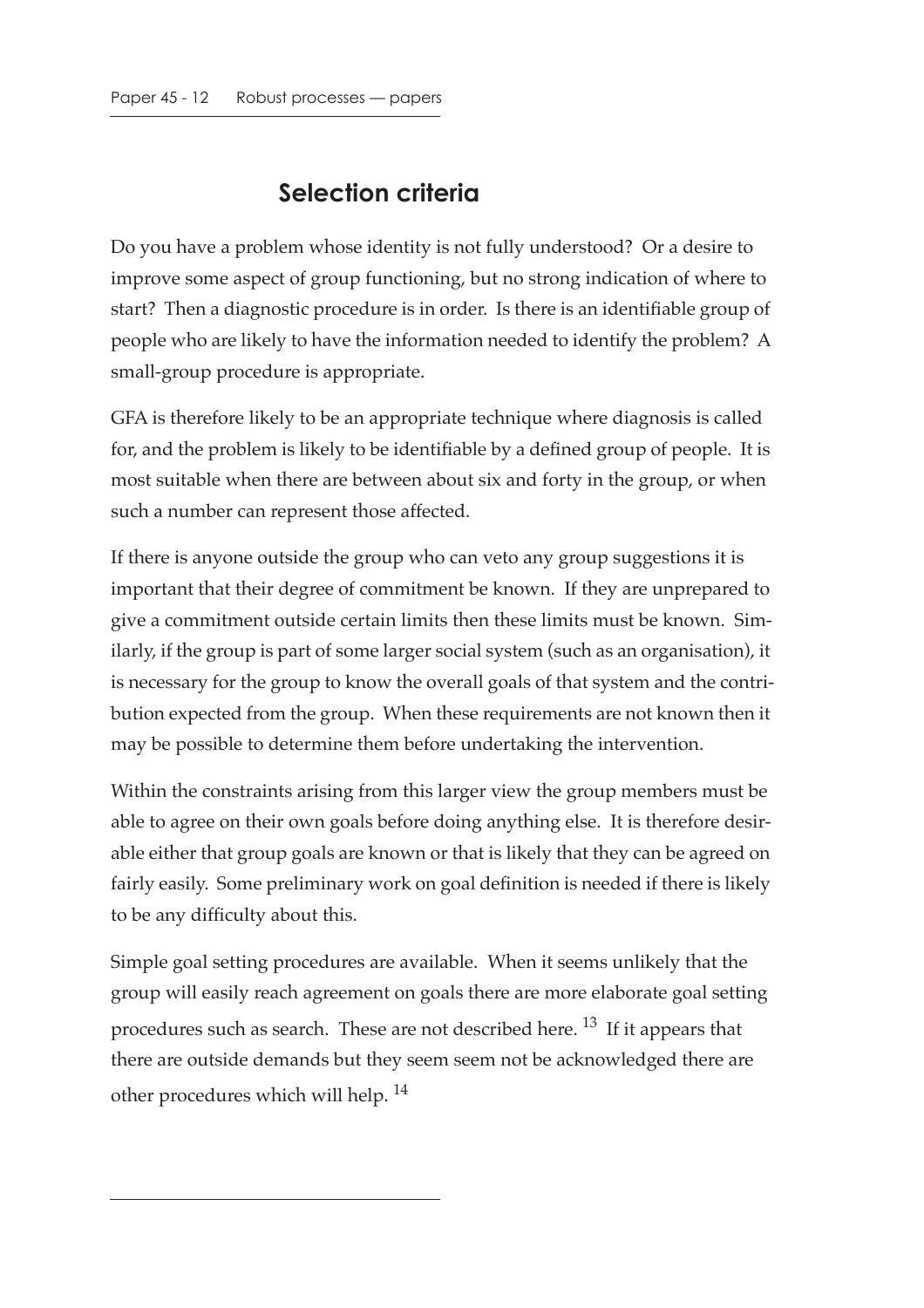## Selection criteria

Do you have a problem whose identity is not fully understood? Or a desire to improve some aspect of group functioning, but no strong indication of where to start? Then a diagnostic procedure is in order. Is there is an identifiable group of people who are likely to have the information needed to identify the problem? A small-group procedure is appropriate.

GFA is therefore likely to be an appropriate technique where diagnosis is called for, and the problem is likely to be identifiable by a defined group of people. It is most suitable when there are between about six and forty in the group, or when such a number can represent those affected.

If there is anyone outside the group who can veto any group suggestions it is important that their degree of commitment be known. If they are unprepared to give a commitment outside certain limits then these limits must be known. Similarly, if the group is part of some larger social system (such as an organisation), it is necessary for the group to know the overall goals of that system and the contribution expected from the group. When these requirements are not known then it may be possible to determine them before undertaking the intervention.

Within the constraints arising from this larger view the group members must be able to agree on their own goals before doing anything else. It is therefore desirable either that group goals are known or that is likely that they can be agreed on fairly easily. Some preliminary work on goal definition is needed if there is likely to be any difficulty about this.

Simple goal setting procedures are available. When it seems unlikely that the group will easily reach agreement on goals there are more elaborate goal setting procedures such as search. These are not described here. [13] If it appears that there are outside demands but they seem seem not be acknowledged there are other procedures which will help. [14]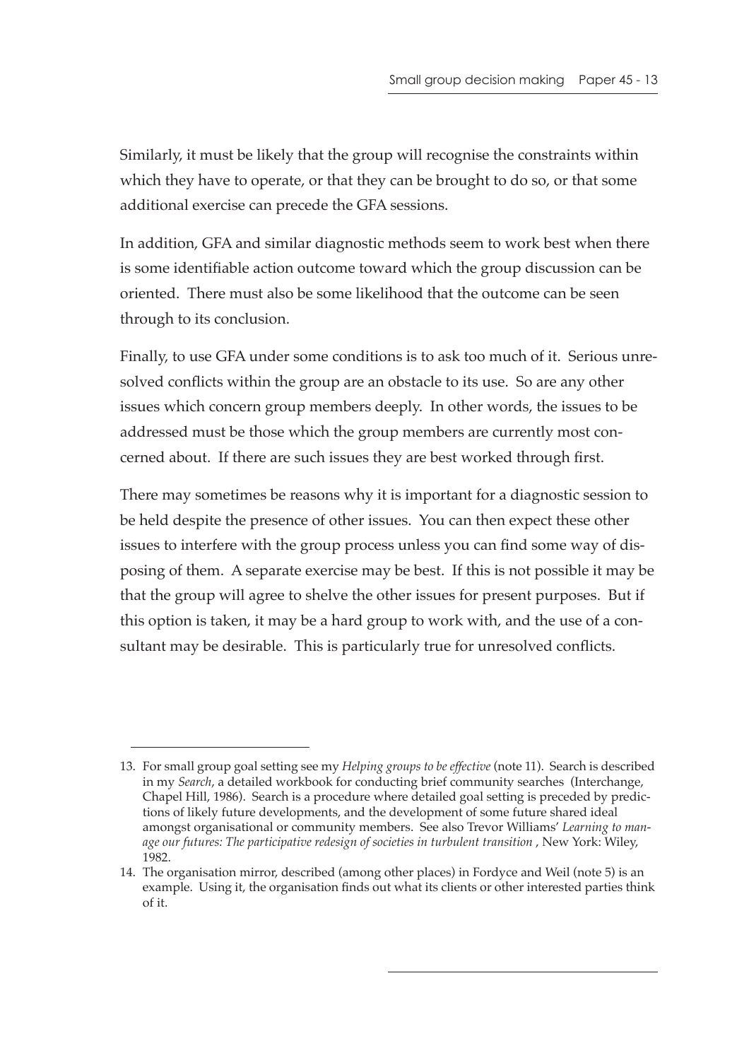Similarly, it must be likely that the group will recognise the constraints within which they have to operate, or that they can be brought to do so, or that some additional exercise can precede the GFA sessions.

In addition, GFA and similar diagnostic methods seem to work best when there is some identifiable action outcome toward which the group discussion can be oriented. There must also be some likelihood that the outcome can be seen through to its conclusion.

Finally, to use GFA under some conditions is to ask too much of it. Serious unresolved conflicts within the group are an obstacle to its use. So are any other issues which concern group members deeply. In other words, the issues to be addressed must be those which the group members are currently most concerned about. If there are such issues they are best worked through first.

There may sometimes be reasons why it is important for a diagnostic session to be held despite the presence of other issues. You can then expect these other issues to interfere with the group process unless you can find some way of disposing of them. A separate exercise may be best. If this is not possible it may be that the group will agree to shelve the other issues for present purposes. But if this option is taken, it may be a hard group to work with, and the use of a consultant may be desirable. This is particularly true for unresolved conflicts.

---

13. For small group goal setting see my *Helping groups to be effective* (note 11). Search is described in my *Search*, a detailed workbook for conducting brief community searches (Interchange, Chapel Hill, 1986). Search is a procedure where detailed goal setting is preceded by predictions of likely future developments, and the development of some future shared ideal amongst organisational or community members. See also Trevor Williams' *Learning to manage our futures: The participative redesign of societies in turbulent transition* , New York: Wiley, 1982.

14. The organisation mirror, described (among other places) in Fordyce and Weil (note 5) is an example. Using it, the organisation finds out what its clients or other interested parties think of it.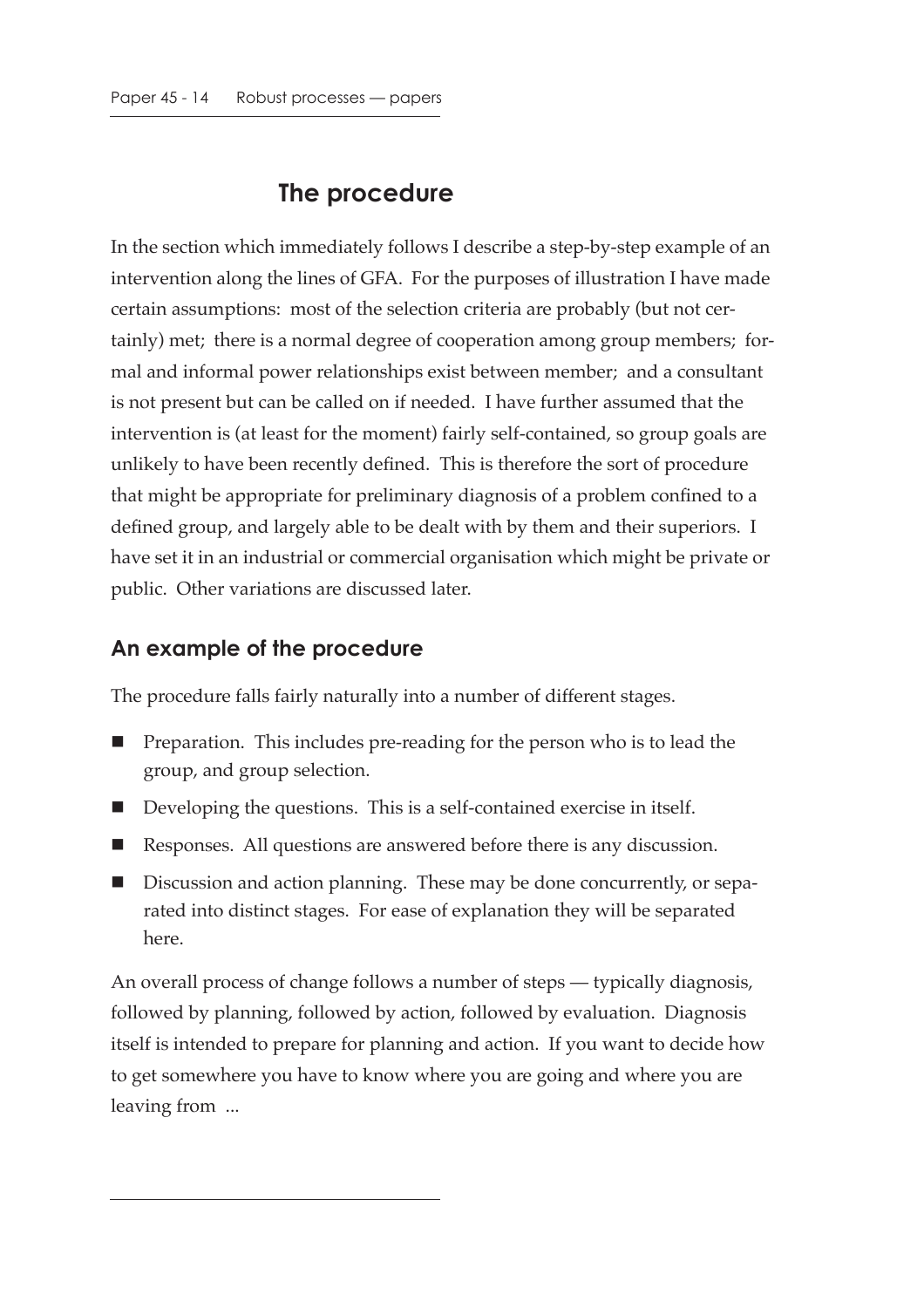## The procedure

In the section which immediately follows I describe a step-by-step example of an intervention along the lines of GFA. For the purposes of illustration I have made certain assumptions: most of the selection criteria are probably (but not certainly) met; there is a normal degree of cooperation among group members; formal and informal power relationships exist between member; and a consultant is not present but can be called on if needed. I have further assumed that the intervention is (at least for the moment) fairly self-contained, so group goals are unlikely to have been recently defined. This is therefore the sort of procedure that might be appropriate for preliminary diagnosis of a problem confined to a defined group, and largely able to be dealt with by them and their superiors. I have set it in an industrial or commercial organisation which might be private or public. Other variations are discussed later.

### An example of the procedure

The procedure falls fairly naturally into a number of different stages.

- Preparation. This includes pre-reading for the person who is to lead the group, and group selection.
- Developing the questions. This is a self-contained exercise in itself.
- Responses. All questions are answered before there is any discussion.
- Discussion and action planning. These may be done concurrently, or separated into distinct stages. For ease of explanation they will be separated here.

An overall process of change follows a number of steps — typically diagnosis, followed by planning, followed by action, followed by evaluation. Diagnosis itself is intended to prepare for planning and action. If you want to decide how to get somewhere you have to know where you are going and where you are leaving from ...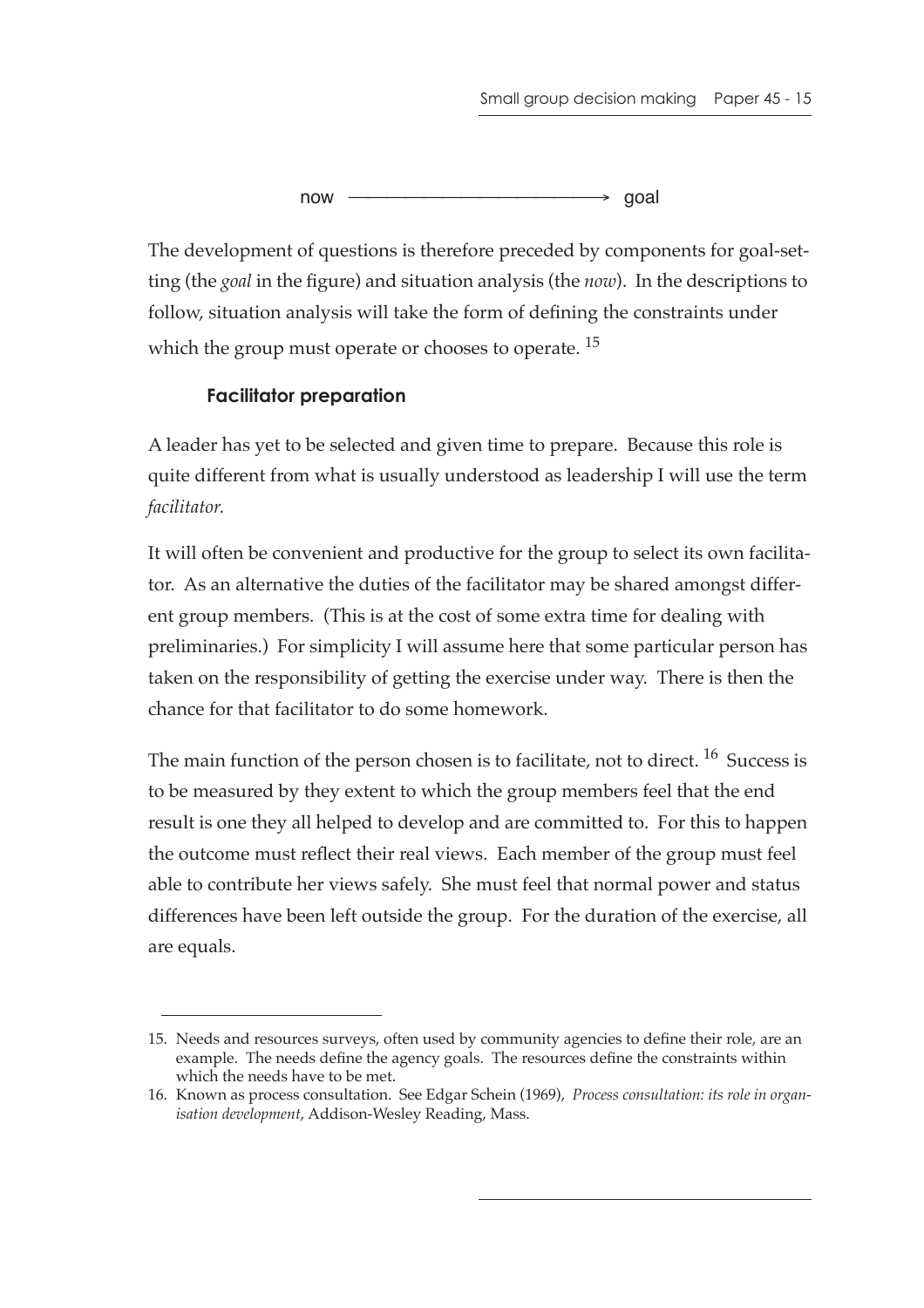now ————————————→ goal

The development of questions is therefore preceded by components for goal-setting (the *goal* in the figure) and situation analysis (the *now*). In the descriptions to follow, situation analysis will take the form of defining the constraints under which the group must operate or chooses to operate. [15]

### Facilitator preparation

A leader has yet to be selected and given time to prepare. Because this role is quite different from what is usually understood as leadership I will use the term *facilitator*.

It will often be convenient and productive for the group to select its own facilitator. As an alternative the duties of the facilitator may be shared amongst different group members. (This is at the cost of some extra time for dealing with preliminaries.) For simplicity I will assume here that some particular person has taken on the responsibility of getting the exercise under way. There is then the chance for that facilitator to do some homework.

The main function of the person chosen is to facilitate, not to direct. [16] Success is to be measured by they extent to which the group members feel that the end result is one they all helped to develop and are committed to. For this to happen the outcome must reflect their real views. Each member of the group must feel able to contribute her views safely. She must feel that normal power and status differences have been left outside the group. For the duration of the exercise, all are equals.

---

15. Needs and resources surveys, often used by community agencies to define their role, are an example. The needs define the agency goals. The resources define the constraints within which the needs have to be met.
16. Known as process consultation. See Edgar Schein (1969), *Process consultation: its role in organisation development*, Addison-Wesley Reading, Mass.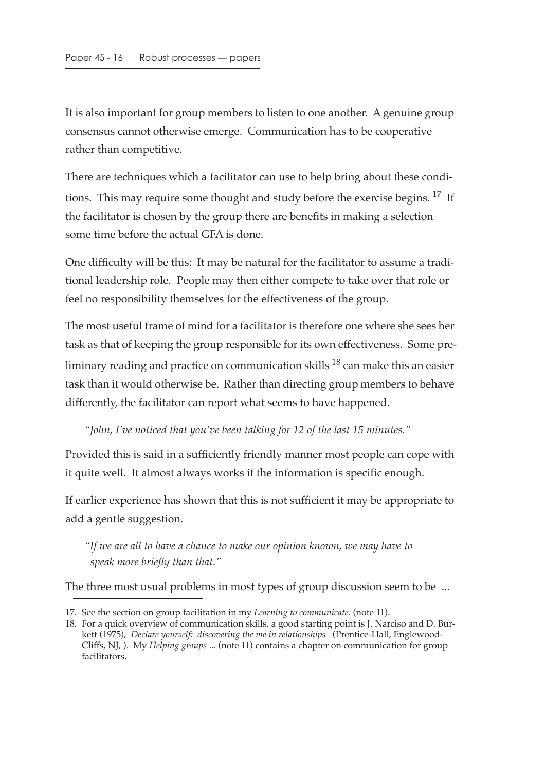It is also important for group members to listen to one another. A genuine group consensus cannot otherwise emerge. Communication has to be cooperative rather than competitive.

There are techniques which a facilitator can use to help bring about these conditions. This may require some thought and study before the exercise begins. [17] If the facilitator is chosen by the group there are benefits in making a selection some time before the actual GFA is done.

One difficulty will be this: It may be natural for the facilitator to assume a traditional leadership role. People may then either compete to take over that role or feel no responsibility themselves for the effectiveness of the group.

The most useful frame of mind for a facilitator is therefore one where she sees her task as that of keeping the group responsible for its own effectiveness. Some preliminary reading and practice on communication skills [18] can make this an easier task than it would otherwise be. Rather than directing group members to behave differently, the facilitator can report what seems to have happened.

> *"John, I've noticed that you've been talking for 12 of the last 15 minutes."*

Provided this is said in a sufficiently friendly manner most people can cope with it quite well. It almost always works if the information is specific enough.

If earlier experience has shown that this is not sufficient it may be appropriate to add a gentle suggestion.

> *"If we are all to have a chance to make our opinion known, we may have to speak more briefly than that."*

The three most usual problems in most types of group discussion seem to be ...

---

17. See the section on group facilitation in my *Learning to communicate*. (note 11).
18. For a quick overview of communication skills, a good starting point is J. Narciso and D. Burkett (1975), *Declare yourself: discovering the me in relationships* (Prentice-Hall, Englewood-Cliffs, NJ, ). My *Helping groups* ... (note 11) contains a chapter on communication for group facilitators.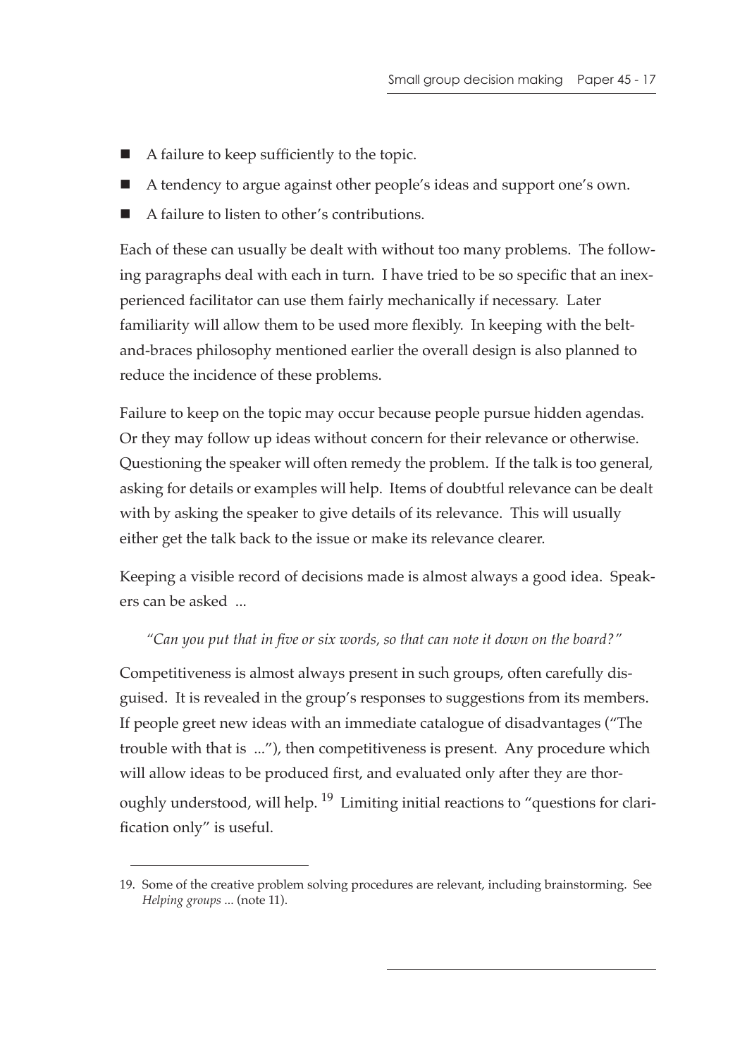- A failure to keep sufficiently to the topic.
- A tendency to argue against other people's ideas and support one's own.
- A failure to listen to other's contributions.

Each of these can usually be dealt with without too many problems. The following paragraphs deal with each in turn. I have tried to be so specific that an inexperienced facilitator can use them fairly mechanically if necessary. Later familiarity will allow them to be used more flexibly. In keeping with the belt-and-braces philosophy mentioned earlier the overall design is also planned to reduce the incidence of these problems.

Failure to keep on the topic may occur because people pursue hidden agendas. Or they may follow up ideas without concern for their relevance or otherwise. Questioning the speaker will often remedy the problem. If the talk is too general, asking for details or examples will help. Items of doubtful relevance can be dealt with by asking the speaker to give details of its relevance. This will usually either get the talk back to the issue or make its relevance clearer.

Keeping a visible record of decisions made is almost always a good idea. Speakers can be asked ...

> *"Can you put that in five or six words, so that can note it down on the board?"*

Competitiveness is almost always present in such groups, often carefully disguised. It is revealed in the group's responses to suggestions from its members. If people greet new ideas with an immediate catalogue of disadvantages ("The trouble with that is ..."), then competitiveness is present. Any procedure which will allow ideas to be produced first, and evaluated only after they are thoroughly understood, will help. [19] Limiting initial reactions to "questions for clarification only" is useful.

---

19. Some of the creative problem solving procedures are relevant, including brainstorming. See *Helping groups* ... (note 11).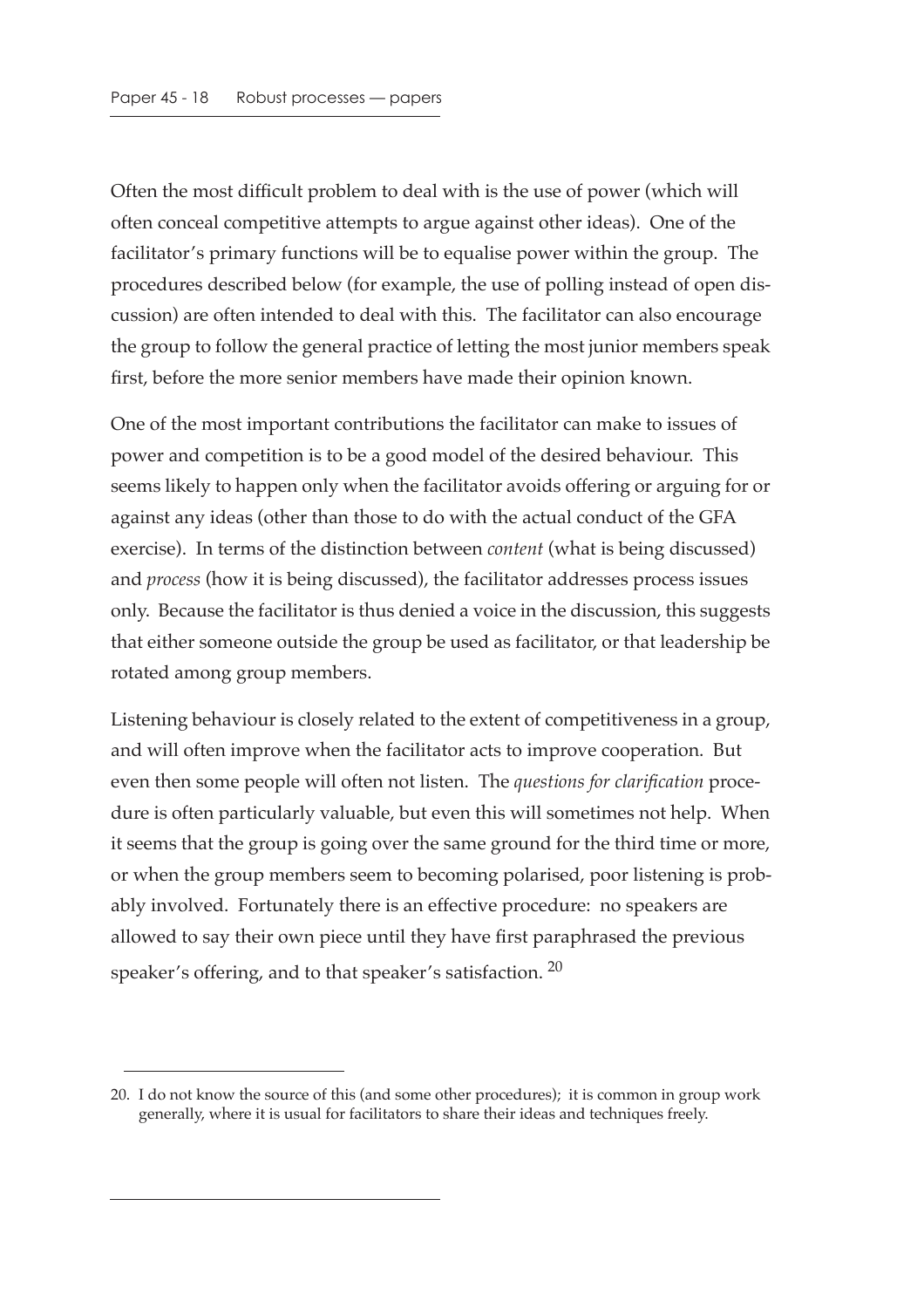Often the most difficult problem to deal with is the use of power (which will often conceal competitive attempts to argue against other ideas). One of the facilitator's primary functions will be to equalise power within the group. The procedures described below (for example, the use of polling instead of open discussion) are often intended to deal with this. The facilitator can also encourage the group to follow the general practice of letting the most junior members speak first, before the more senior members have made their opinion known.

One of the most important contributions the facilitator can make to issues of power and competition is to be a good model of the desired behaviour. This seems likely to happen only when the facilitator avoids offering or arguing for or against any ideas (other than those to do with the actual conduct of the GFA exercise). In terms of the distinction between *content* (what is being discussed) and *process* (how it is being discussed), the facilitator addresses process issues only. Because the facilitator is thus denied a voice in the discussion, this suggests that either someone outside the group be used as facilitator, or that leadership be rotated among group members.

Listening behaviour is closely related to the extent of competitiveness in a group, and will often improve when the facilitator acts to improve cooperation. But even then some people will often not listen. The *questions for clarification* procedure is often particularly valuable, but even this will sometimes not help. When it seems that the group is going over the same ground for the third time or more, or when the group members seem to becoming polarised, poor listening is probably involved. Fortunately there is an effective procedure: no speakers are allowed to say their own piece until they have first paraphrased the previous speaker's offering, and to that speaker's satisfaction. [20]

---

20. I do not know the source of this (and some other procedures); it is common in group work generally, where it is usual for facilitators to share their ideas and techniques freely.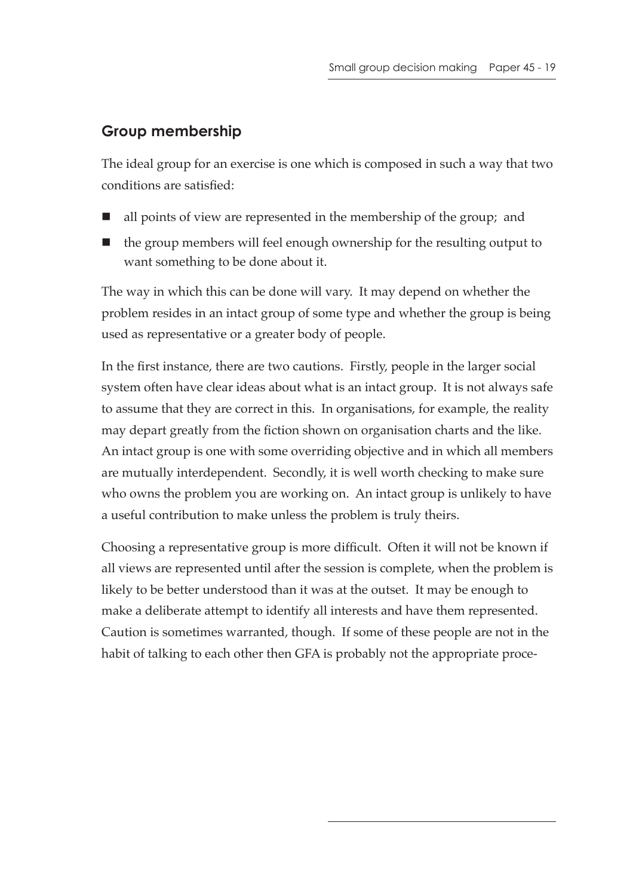## Group membership

The ideal group for an exercise is one which is composed in such a way that two conditions are satisfied:

- all points of view are represented in the membership of the group; and
- the group members will feel enough ownership for the resulting output to want something to be done about it.

The way in which this can be done will vary. It may depend on whether the problem resides in an intact group of some type and whether the group is being used as representative or a greater body of people.

In the first instance, there are two cautions. Firstly, people in the larger social system often have clear ideas about what is an intact group. It is not always safe to assume that they are correct in this. In organisations, for example, the reality may depart greatly from the fiction shown on organisation charts and the like. An intact group is one with some overriding objective and in which all members are mutually interdependent. Secondly, it is well worth checking to make sure who owns the problem you are working on. An intact group is unlikely to have a useful contribution to make unless the problem is truly theirs.

Choosing a representative group is more difficult. Often it will not be known if all views are represented until after the session is complete, when the problem is likely to be better understood than it was at the outset. It may be enough to make a deliberate attempt to identify all interests and have them represented. Caution is sometimes warranted, though. If some of these people are not in the habit of talking to each other then GFA is probably not the appropriate proce-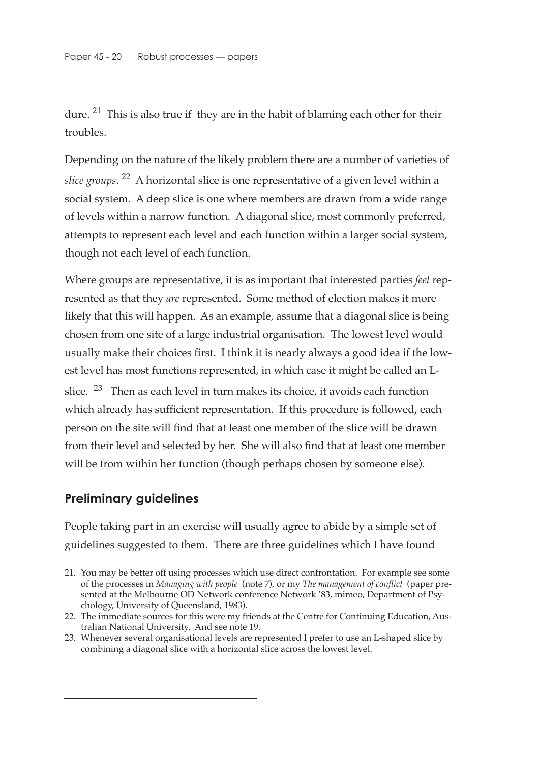dure. [21] This is also true if they are in the habit of blaming each other for their troubles.

Depending on the nature of the likely problem there are a number of varieties of *slice groups*. [22] A horizontal slice is one representative of a given level within a social system. A deep slice is one where members are drawn from a wide range of levels within a narrow function. A diagonal slice, most commonly preferred, attempts to represent each level and each function within a larger social system, though not each level of each function.

Where groups are representative, it is as important that interested parties *feel* represented as that they *are* represented. Some method of election makes it more likely that this will happen. As an example, assume that a diagonal slice is being chosen from one site of a large industrial organisation. The lowest level would usually make their choices first. I think it is nearly always a good idea if the lowest level has most functions represented, in which case it might be called an L-slice. [23] Then as each level in turn makes its choice, it avoids each function which already has sufficient representation. If this procedure is followed, each person on the site will find that at least one member of the slice will be drawn from their level and selected by her. She will also find that at least one member will be from within her function (though perhaps chosen by someone else).

## Preliminary guidelines

People taking part in an exercise will usually agree to abide by a simple set of guidelines suggested to them. There are three guidelines which I have found

---

21. You may be better off using processes which use direct confrontation. For example see some of the processes in *Managing with people* (note 7), or my *The management of conflict* (paper presented at the Melbourne OD Network conference Network '83, mimeo, Department of Psychology, University of Queensland, 1983).
22. The immediate sources for this were my friends at the Centre for Continuing Education, Australian National University. And see note 19.
23. Whenever several organisational levels are represented I prefer to use an L-shaped slice by combining a diagonal slice with a horizontal slice across the lowest level.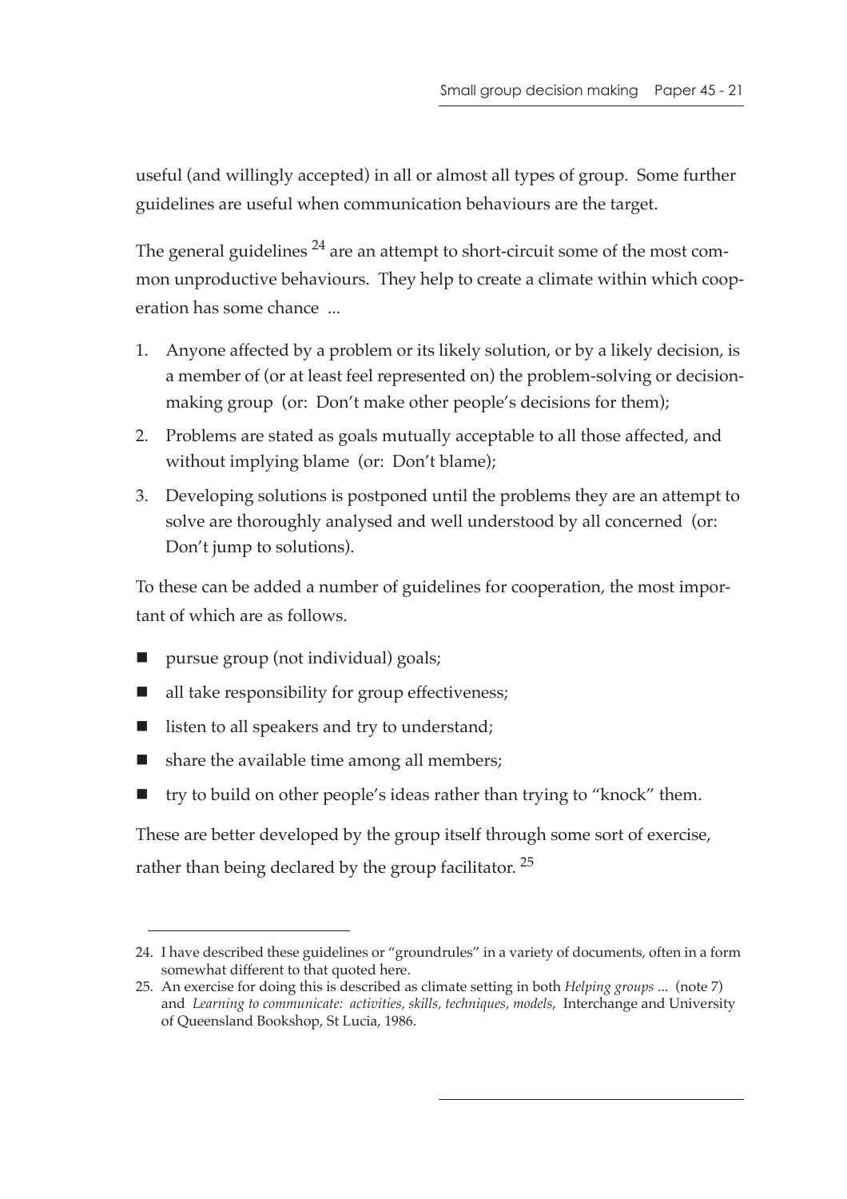useful (and willingly accepted) in all or almost all types of group. Some further guidelines are useful when communication behaviours are the target.

The general guidelines [24] are an attempt to short-circuit some of the most common unproductive behaviours. They help to create a climate within which cooperation has some chance ...

1. Anyone affected by a problem or its likely solution, or by a likely decision, is a member of (or at least feel represented on) the problem-solving or decision-making group (or: Don't make other people's decisions for them);
2. Problems are stated as goals mutually acceptable to all those affected, and without implying blame (or: Don't blame);
3. Developing solutions is postponed until the problems they are an attempt to solve are thoroughly analysed and well understood by all concerned (or: Don't jump to solutions).

To these can be added a number of guidelines for cooperation, the most important of which are as follows.

- pursue group (not individual) goals;
- all take responsibility for group effectiveness;
- listen to all speakers and try to understand;
- share the available time among all members;
- try to build on other people's ideas rather than trying to "knock" them.

These are better developed by the group itself through some sort of exercise, rather than being declared by the group facilitator. [25]

---

24. I have described these guidelines or "groundrules" in a variety of documents, often in a form somewhat different to that quoted here.

25. An exercise for doing this is described as climate setting in both *Helping groups* ... (note 7) and *Learning to communicate: activities, skills, techniques, models*, Interchange and University of Queensland Bookshop, St Lucia, 1986.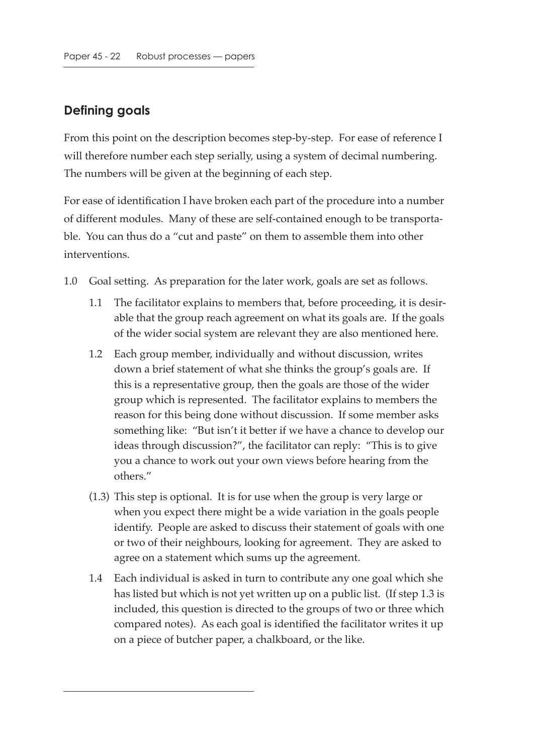## Defining goals

From this point on the description becomes step-by-step. For ease of reference I will therefore number each step serially, using a system of decimal numbering. The numbers will be given at the beginning of each step.

For ease of identification I have broken each part of the procedure into a number of different modules. Many of these are self-contained enough to be transportable. You can thus do a "cut and paste" on them to assemble them into other interventions.

1.0 Goal setting. As preparation for the later work, goals are set as follows.

- 1.1 The facilitator explains to members that, before proceeding, it is desirable that the group reach agreement on what its goals are. If the goals of the wider social system are relevant they are also mentioned here.
- 1.2 Each group member, individually and without discussion, writes down a brief statement of what she thinks the group's goals are. If this is a representative group, then the goals are those of the wider group which is represented. The facilitator explains to members the reason for this being done without discussion. If some member asks something like: "But isn't it better if we have a chance to develop our ideas through discussion?", the facilitator can reply: "This is to give you a chance to work out your own views before hearing from the others."
- (1.3) This step is optional. It is for use when the group is very large or when you expect there might be a wide variation in the goals people identify. People are asked to discuss their statement of goals with one or two of their neighbours, looking for agreement. They are asked to agree on a statement which sums up the agreement.
- 1.4 Each individual is asked in turn to contribute any one goal which she has listed but which is not yet written up on a public list. (If step 1.3 is included, this question is directed to the groups of two or three which compared notes). As each goal is identified the facilitator writes it up on a piece of butcher paper, a chalkboard, or the like.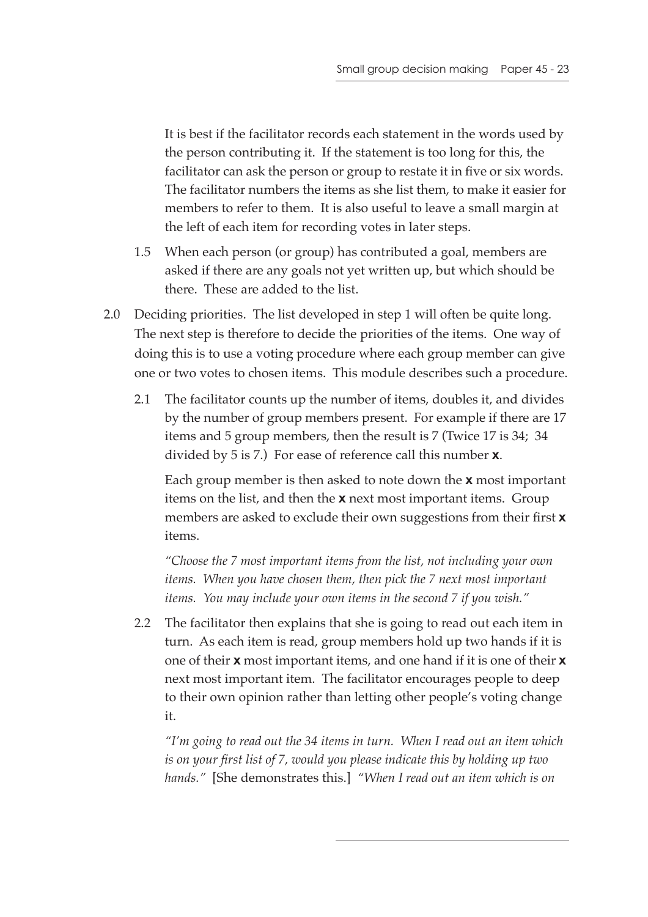It is best if the facilitator records each statement in the words used by the person contributing it. If the statement is too long for this, the facilitator can ask the person or group to restate it in five or six words. The facilitator numbers the items as she list them, to make it easier for members to refer to them. It is also useful to leave a small margin at the left of each item for recording votes in later steps.

1.5 When each person (or group) has contributed a goal, members are asked if there are any goals not yet written up, but which should be there. These are added to the list.

2.0 Deciding priorities. The list developed in step 1 will often be quite long. The next step is therefore to decide the priorities of the items. One way of doing this is to use a voting procedure where each group member can give one or two votes to chosen items. This module describes such a procedure.

2.1 The facilitator counts up the number of items, doubles it, and divides by the number of group members present. For example if there are 17 items and 5 group members, then the result is 7 (Twice 17 is 34; 34 divided by 5 is 7.) For ease of reference call this number **x**.

Each group member is then asked to note down the **x** most important items on the list, and then the **x** next most important items. Group members are asked to exclude their own suggestions from their first **x** items.

*"Choose the 7 most important items from the list, not including your own items. When you have chosen them, then pick the 7 next most important items. You may include your own items in the second 7 if you wish."*

2.2 The facilitator then explains that she is going to read out each item in turn. As each item is read, group members hold up two hands if it is one of their **x** most important items, and one hand if it is one of their **x** next most important item. The facilitator encourages people to deep to their own opinion rather than letting other people's voting change it.

*"I'm going to read out the 34 items in turn. When I read out an item which is on your first list of 7, would you please indicate this by holding up two hands."* [She demonstrates this.] *"When I read out an item which is on*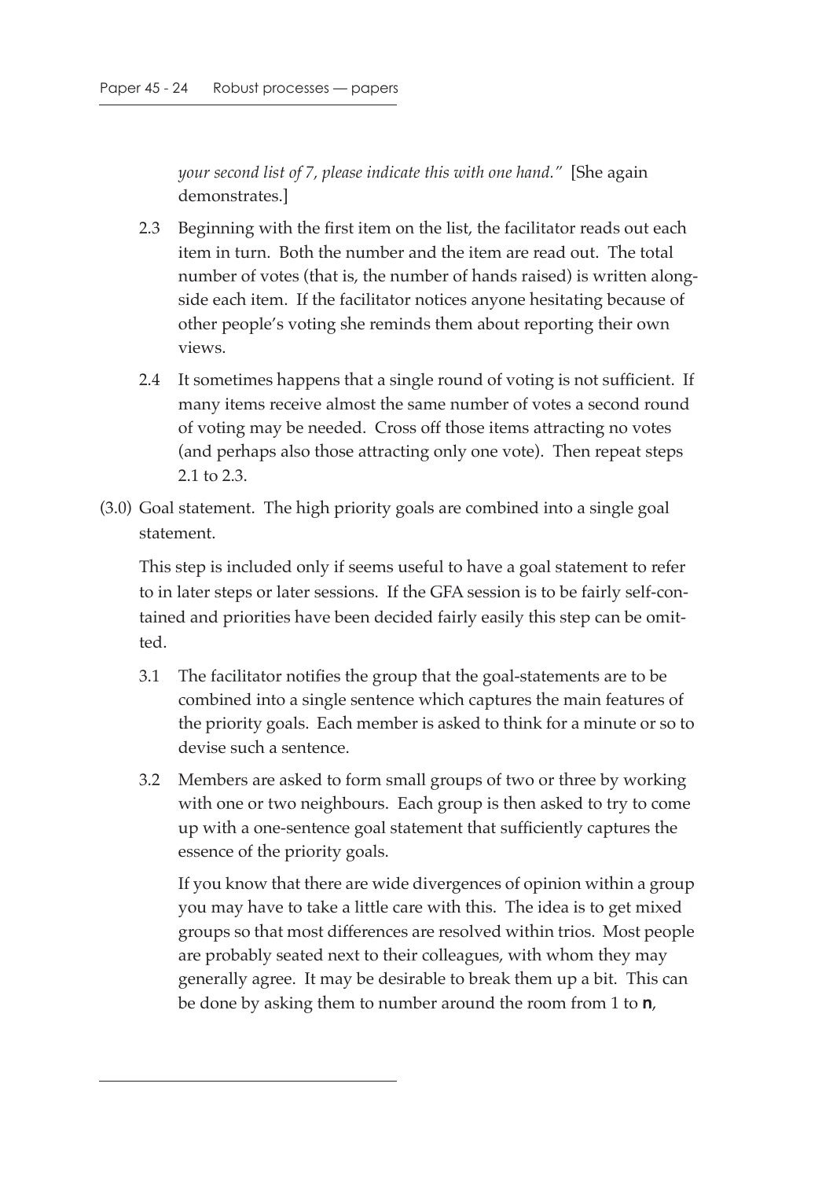*your second list of 7, please indicate this with one hand."* [She again demonstrates.]

2.3 Beginning with the first item on the list, the facilitator reads out each item in turn. Both the number and the item are read out. The total number of votes (that is, the number of hands raised) is written alongside each item. If the facilitator notices anyone hesitating because of other people's voting she reminds them about reporting their own views.

2.4 It sometimes happens that a single round of voting is not sufficient. If many items receive almost the same number of votes a second round of voting may be needed. Cross off those items attracting no votes (and perhaps also those attracting only one vote). Then repeat steps 2.1 to 2.3.

(3.0) Goal statement. The high priority goals are combined into a single goal statement.

This step is included only if seems useful to have a goal statement to refer to in later steps or later sessions. If the GFA session is to be fairly self-contained and priorities have been decided fairly easily this step can be omitted.

3.1 The facilitator notifies the group that the goal-statements are to be combined into a single sentence which captures the main features of the priority goals. Each member is asked to think for a minute or so to devise such a sentence.

3.2 Members are asked to form small groups of two or three by working with one or two neighbours. Each group is then asked to try to come up with a one-sentence goal statement that sufficiently captures the essence of the priority goals.

If you know that there are wide divergences of opinion within a group you may have to take a little care with this. The idea is to get mixed groups so that most differences are resolved within trios. Most people are probably seated next to their colleagues, with whom they may generally agree. It may be desirable to break them up a bit. This can be done by asking them to number around the room from 1 to **n**,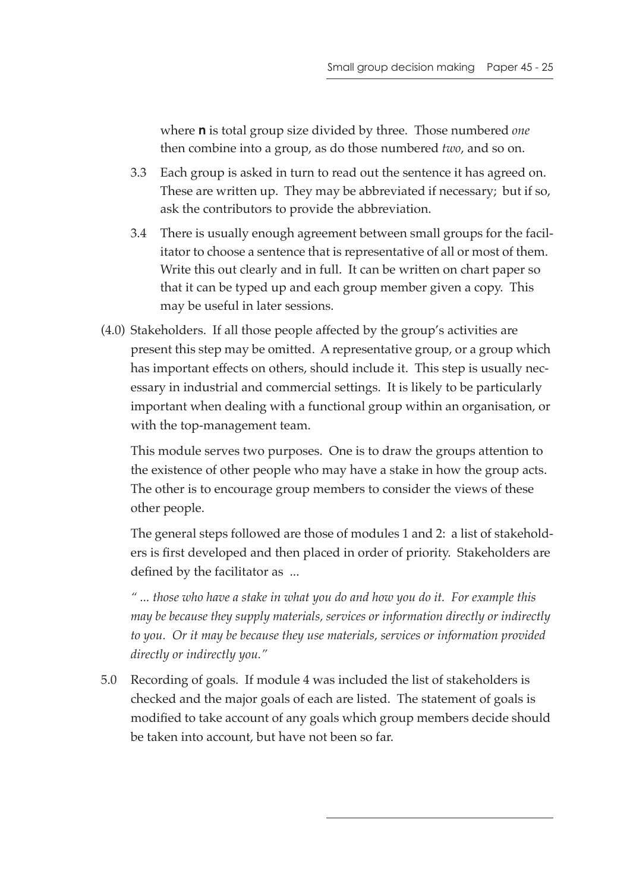where **n** is total group size divided by three. Those numbered *one* then combine into a group, as do those numbered *two*, and so on.

3.3 Each group is asked in turn to read out the sentence it has agreed on. These are written up. They may be abbreviated if necessary; but if so, ask the contributors to provide the abbreviation.

3.4 There is usually enough agreement between small groups for the facilitator to choose a sentence that is representative of all or most of them. Write this out clearly and in full. It can be written on chart paper so that it can be typed up and each group member given a copy. This may be useful in later sessions.

(4.0) Stakeholders. If all those people affected by the group's activities are present this step may be omitted. A representative group, or a group which has important effects on others, should include it. This step is usually necessary in industrial and commercial settings. It is likely to be particularly important when dealing with a functional group within an organisation, or with the top-management team.

This module serves two purposes. One is to draw the groups attention to the existence of other people who may have a stake in how the group acts. The other is to encourage group members to consider the views of these other people.

The general steps followed are those of modules 1 and 2: a list of stakeholders is first developed and then placed in order of priority. Stakeholders are defined by the facilitator as ...

*" ... those who have a stake in what you do and how you do it. For example this may be because they supply materials, services or information directly or indirectly to you. Or it may be because they use materials, services or information provided directly or indirectly you."*

5.0 Recording of goals. If module 4 was included the list of stakeholders is checked and the major goals of each are listed. The statement of goals is modified to take account of any goals which group members decide should be taken into account, but have not been so far.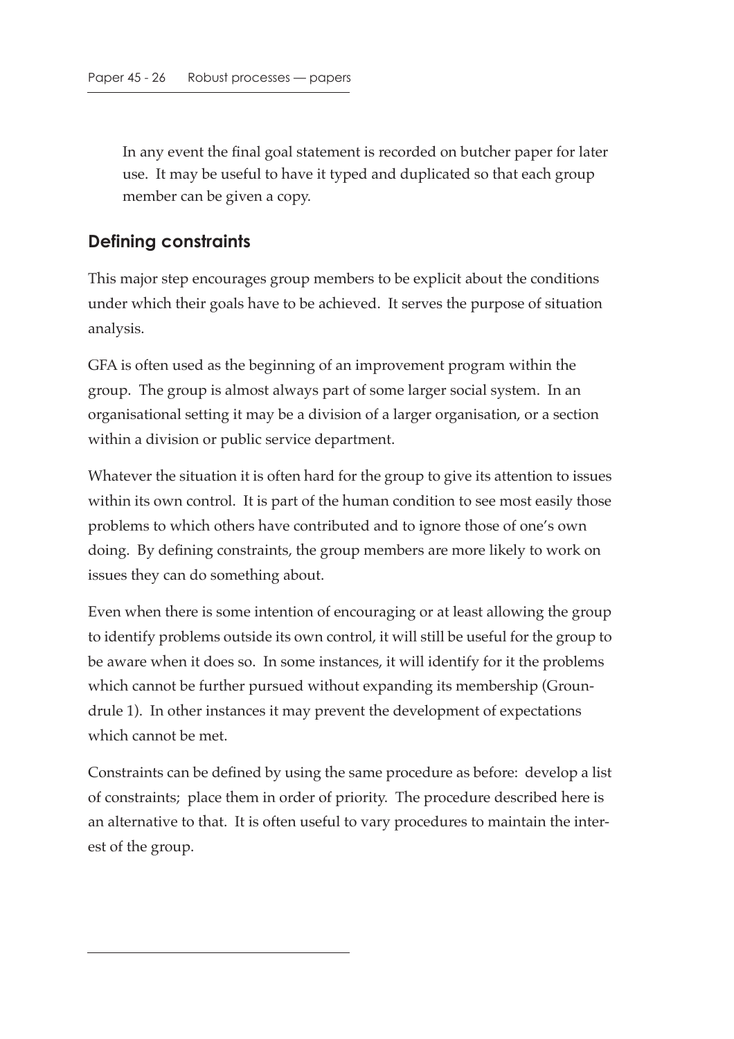In any event the final goal statement is recorded on butcher paper for later use. It may be useful to have it typed and duplicated so that each group member can be given a copy.

## Defining constraints

This major step encourages group members to be explicit about the conditions under which their goals have to be achieved. It serves the purpose of situation analysis.

GFA is often used as the beginning of an improvement program within the group. The group is almost always part of some larger social system. In an organisational setting it may be a division of a larger organisation, or a section within a division or public service department.

Whatever the situation it is often hard for the group to give its attention to issues within its own control. It is part of the human condition to see most easily those problems to which others have contributed and to ignore those of one's own doing. By defining constraints, the group members are more likely to work on issues they can do something about.

Even when there is some intention of encouraging or at least allowing the group to identify problems outside its own control, it will still be useful for the group to be aware when it does so. In some instances, it will identify for it the problems which cannot be further pursued without expanding its membership (Groundrule 1). In other instances it may prevent the development of expectations which cannot be met.

Constraints can be defined by using the same procedure as before: develop a list of constraints; place them in order of priority. The procedure described here is an alternative to that. It is often useful to vary procedures to maintain the interest of the group.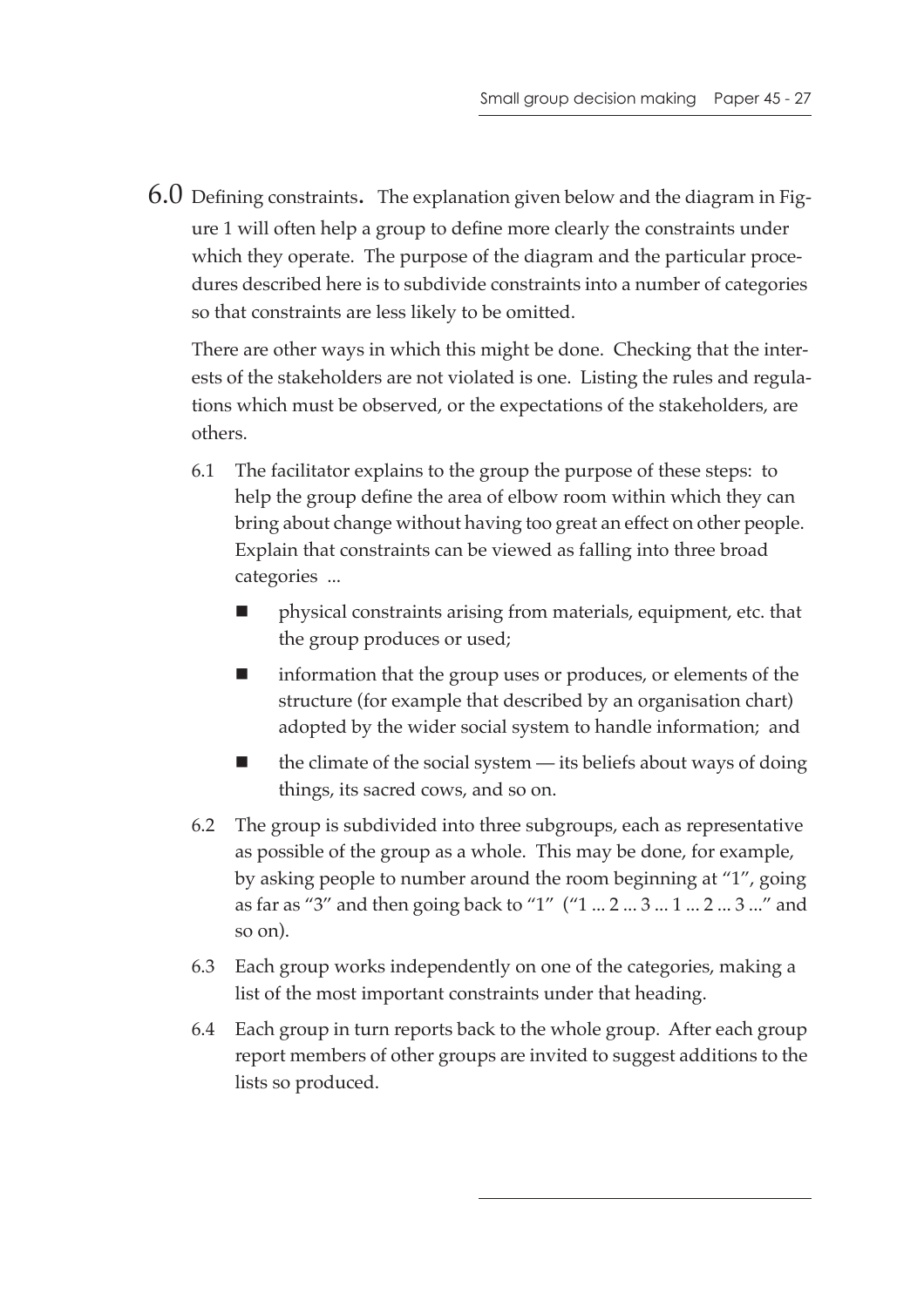6.0 Defining constraints**.** The explanation given below and the diagram in Figure 1 will often help a group to define more clearly the constraints under which they operate. The purpose of the diagram and the particular procedures described here is to subdivide constraints into a number of categories so that constraints are less likely to be omitted.

There are other ways in which this might be done. Checking that the interests of the stakeholders are not violated is one. Listing the rules and regulations which must be observed, or the expectations of the stakeholders, are others.

6.1 The facilitator explains to the group the purpose of these steps: to help the group define the area of elbow room within which they can bring about change without having too great an effect on other people. Explain that constraints can be viewed as falling into three broad categories ...

- physical constraints arising from materials, equipment, etc. that the group produces or used;
- information that the group uses or produces, or elements of the structure (for example that described by an organisation chart) adopted by the wider social system to handle information; and
- the climate of the social system — its beliefs about ways of doing things, its sacred cows, and so on.

6.2 The group is subdivided into three subgroups, each as representative as possible of the group as a whole. This may be done, for example, by asking people to number around the room beginning at "1", going as far as "3" and then going back to "1" ("1 ... 2 ... 3 ... 1 ... 2 ... 3 ..." and so on).

6.3 Each group works independently on one of the categories, making a list of the most important constraints under that heading.

6.4 Each group in turn reports back to the whole group. After each group report members of other groups are invited to suggest additions to the lists so produced.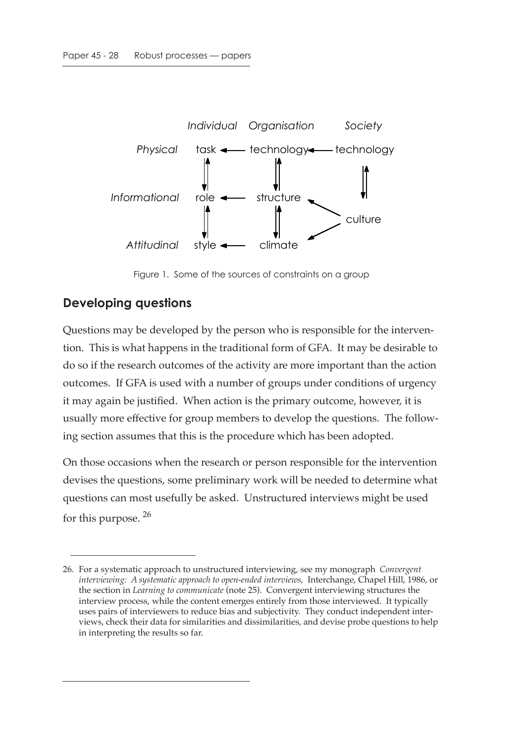|  | *Individual* | *Organisation* | *Society* |
| --- | --- | --- | --- |
| *Physical* | task ← | technology ← | technology |
| *Informational* | role ← | structure | culture |
| *Attitudinal* | style ← | climate |  |

Figure 1. Some of the sources of constraints on a group

## Developing questions

Questions may be developed by the person who is responsible for the intervention. This is what happens in the traditional form of GFA. It may be desirable to do so if the research outcomes of the activity are more important than the action outcomes. If GFA is used with a number of groups under conditions of urgency it may again be justified. When action is the primary outcome, however, it is usually more effective for group members to develop the questions. The following section assumes that this is the procedure which has been adopted.

On those occasions when the research or person responsible for the intervention devises the questions, some preliminary work will be needed to determine what questions can most usefully be asked. Unstructured interviews might be used for this purpose. [26]

---

26. For a systematic approach to unstructured interviewing, see my monograph *Convergent interviewing: A systematic approach to open-ended interviews*, Interchange, Chapel Hill, 1986, or the section in *Learning to communicate* (note 25). Convergent interviewing structures the interview process, while the content emerges entirely from those interviewed. It typically uses pairs of interviewers to reduce bias and subjectivity. They conduct independent interviews, check their data for similarities and dissimilarities, and devise probe questions to help in interpreting the results so far.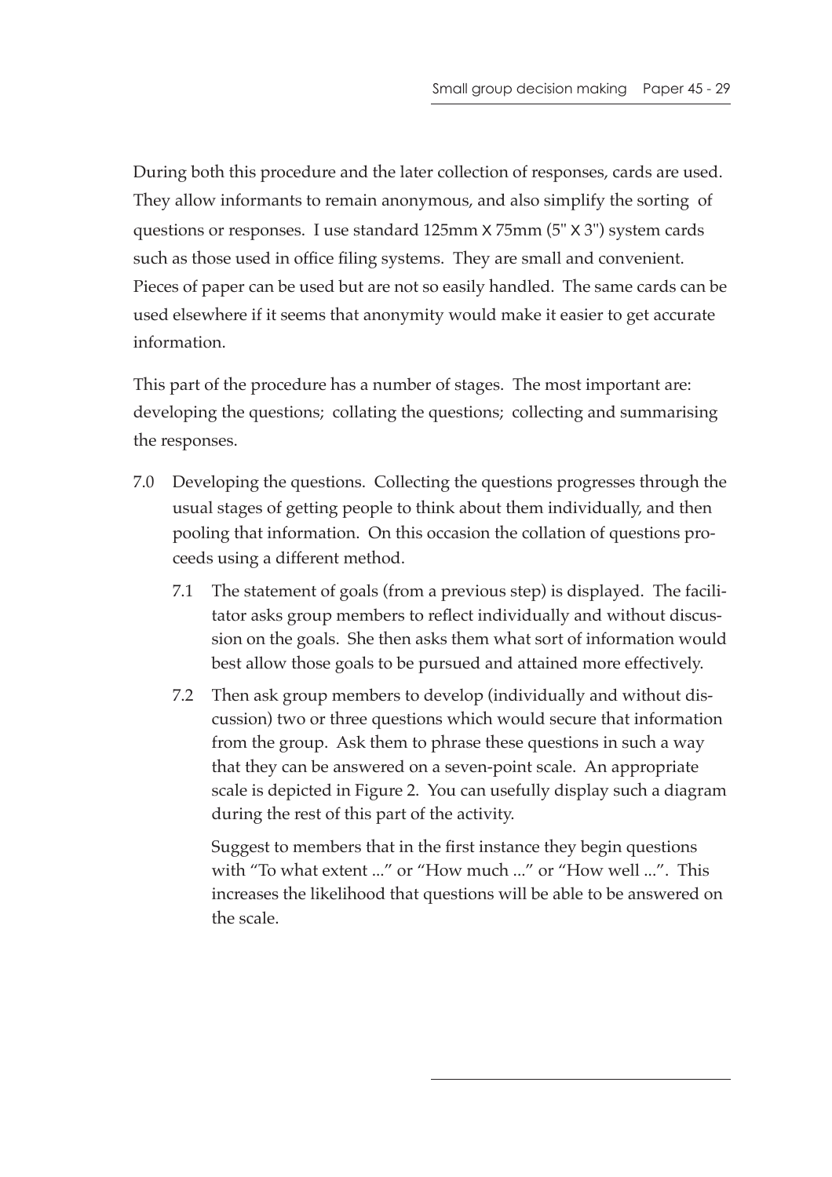During both this procedure and the later collection of responses, cards are used. They allow informants to remain anonymous, and also simplify the sorting of questions or responses. I use standard 125mm X 75mm (5" X 3") system cards such as those used in office filing systems. They are small and convenient. Pieces of paper can be used but are not so easily handled. The same cards can be used elsewhere if it seems that anonymity would make it easier to get accurate information.

This part of the procedure has a number of stages. The most important are: developing the questions; collating the questions; collecting and summarising the responses.

7.0 Developing the questions. Collecting the questions progresses through the usual stages of getting people to think about them individually, and then pooling that information. On this occasion the collation of questions proceeds using a different method.

  7.1 The statement of goals (from a previous step) is displayed. The facilitator asks group members to reflect individually and without discussion on the goals. She then asks them what sort of information would best allow those goals to be pursued and attained more effectively.

  7.2 Then ask group members to develop (individually and without discussion) two or three questions which would secure that information from the group. Ask them to phrase these questions in such a way that they can be answered on a seven-point scale. An appropriate scale is depicted in Figure 2. You can usefully display such a diagram during the rest of this part of the activity.

  Suggest to members that in the first instance they begin questions with "To what extent ..." or "How much ..." or "How well ...". This increases the likelihood that questions will be able to be answered on the scale.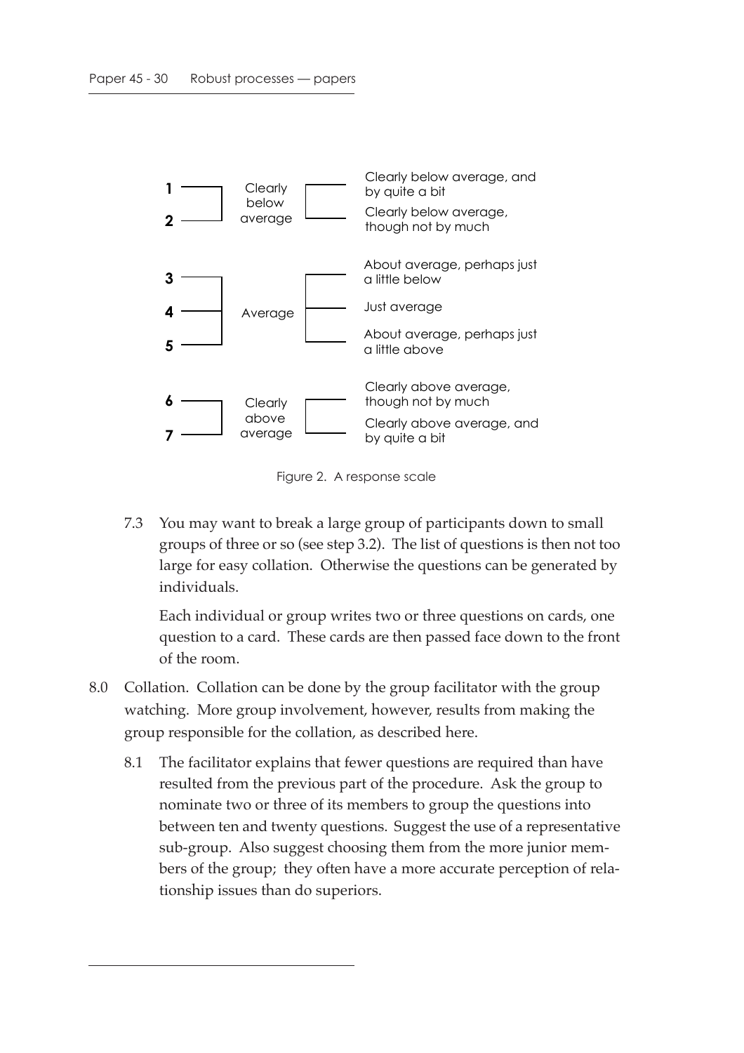| Scale point | Group | Description |
|---|---|---|
| 1 | Clearly below average | Clearly below average, and by quite a bit |
| 2 | | Clearly below average, though not by much |
| 3 | Average | About average, perhaps just a little below |
| 4 | | Just average |
| 5 | | About average, perhaps just a little above |
| 6 | Clearly above average | Clearly above average, though not by much |
| 7 | | Clearly above average, and by quite a bit |

Figure 2. A response scale

7.3 You may want to break a large group of participants down to small groups of three or so (see step 3.2). The list of questions is then not too large for easy collation. Otherwise the questions can be generated by individuals.

Each individual or group writes two or three questions on cards, one question to a card. These cards are then passed face down to the front of the room.

8.0 Collation. Collation can be done by the group facilitator with the group watching. More group involvement, however, results from making the group responsible for the collation, as described here.

8.1 The facilitator explains that fewer questions are required than have resulted from the previous part of the procedure. Ask the group to nominate two or three of its members to group the questions into between ten and twenty questions. Suggest the use of a representative sub-group. Also suggest choosing them from the more junior members of the group; they often have a more accurate perception of relationship issues than do superiors.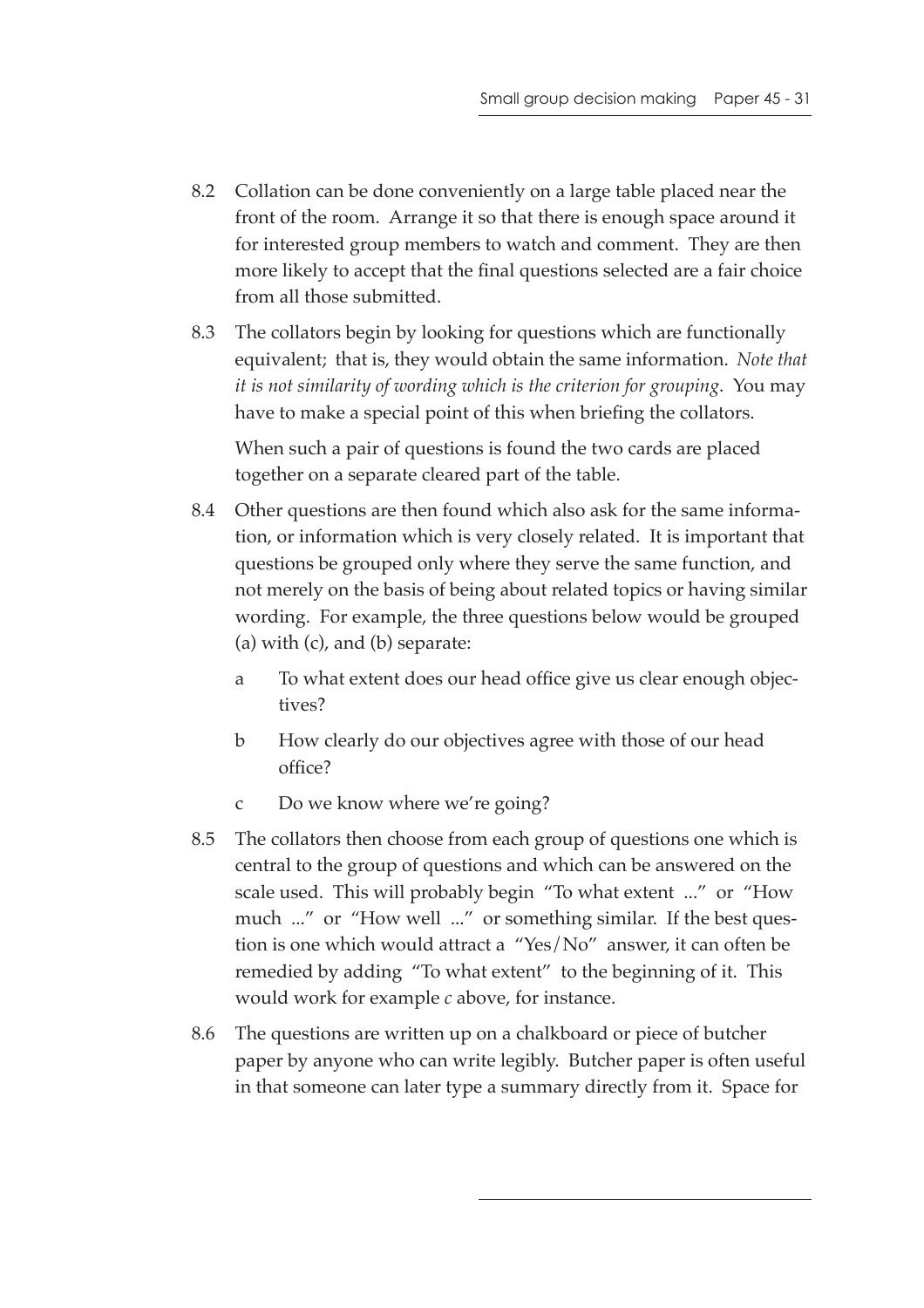8.2 Collation can be done conveniently on a large table placed near the front of the room. Arrange it so that there is enough space around it for interested group members to watch and comment. They are then more likely to accept that the final questions selected are a fair choice from all those submitted.

8.3 The collators begin by looking for questions which are functionally equivalent; that is, they would obtain the same information. *Note that it is not similarity of wording which is the criterion for grouping*. You may have to make a special point of this when briefing the collators.

When such a pair of questions is found the two cards are placed together on a separate cleared part of the table.

8.4 Other questions are then found which also ask for the same information, or information which is very closely related. It is important that questions be grouped only where they serve the same function, and not merely on the basis of being about related topics or having similar wording. For example, the three questions below would be grouped (a) with (c), and (b) separate:

- a To what extent does our head office give us clear enough objectives?
- b How clearly do our objectives agree with those of our head office?
- c Do we know where we're going?

8.5 The collators then choose from each group of questions one which is central to the group of questions and which can be answered on the scale used. This will probably begin "To what extent ..." or "How much ..." or "How well ..." or something similar. If the best question is one which would attract a "Yes/No" answer, it can often be remedied by adding "To what extent" to the beginning of it. This would work for example *c* above, for instance.

8.6 The questions are written up on a chalkboard or piece of butcher paper by anyone who can write legibly. Butcher paper is often useful in that someone can later type a summary directly from it. Space for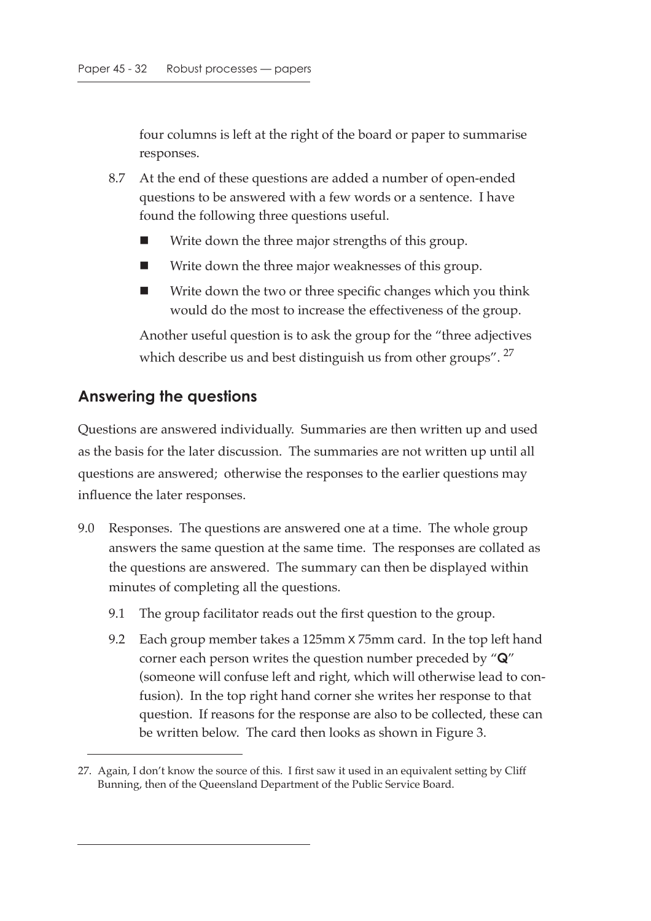four columns is left at the right of the board or paper to summarise responses.

8.7 At the end of these questions are added a number of open-ended questions to be answered with a few words or a sentence. I have found the following three questions useful.

- Write down the three major strengths of this group.
- Write down the three major weaknesses of this group.
- Write down the two or three specific changes which you think would do the most to increase the effectiveness of the group.

Another useful question is to ask the group for the "three adjectives which describe us and best distinguish us from other groups". [27]

## Answering the questions

Questions are answered individually. Summaries are then written up and used as the basis for the later discussion. The summaries are not written up until all questions are answered; otherwise the responses to the earlier questions may influence the later responses.

9.0 Responses. The questions are answered one at a time. The whole group answers the same question at the same time. The responses are collated as the questions are answered. The summary can then be displayed within minutes of completing all the questions.

9.1 The group facilitator reads out the first question to the group.

9.2 Each group member takes a 125mm x 75mm card. In the top left hand corner each person writes the question number preceded by "**Q**" (someone will confuse left and right, which will otherwise lead to confusion). In the top right hand corner she writes her response to that question. If reasons for the response are also to be collected, these can be written below. The card then looks as shown in Figure 3.

---

27. Again, I don't know the source of this. I first saw it used in an equivalent setting by Cliff Bunning, then of the Queensland Department of the Public Service Board.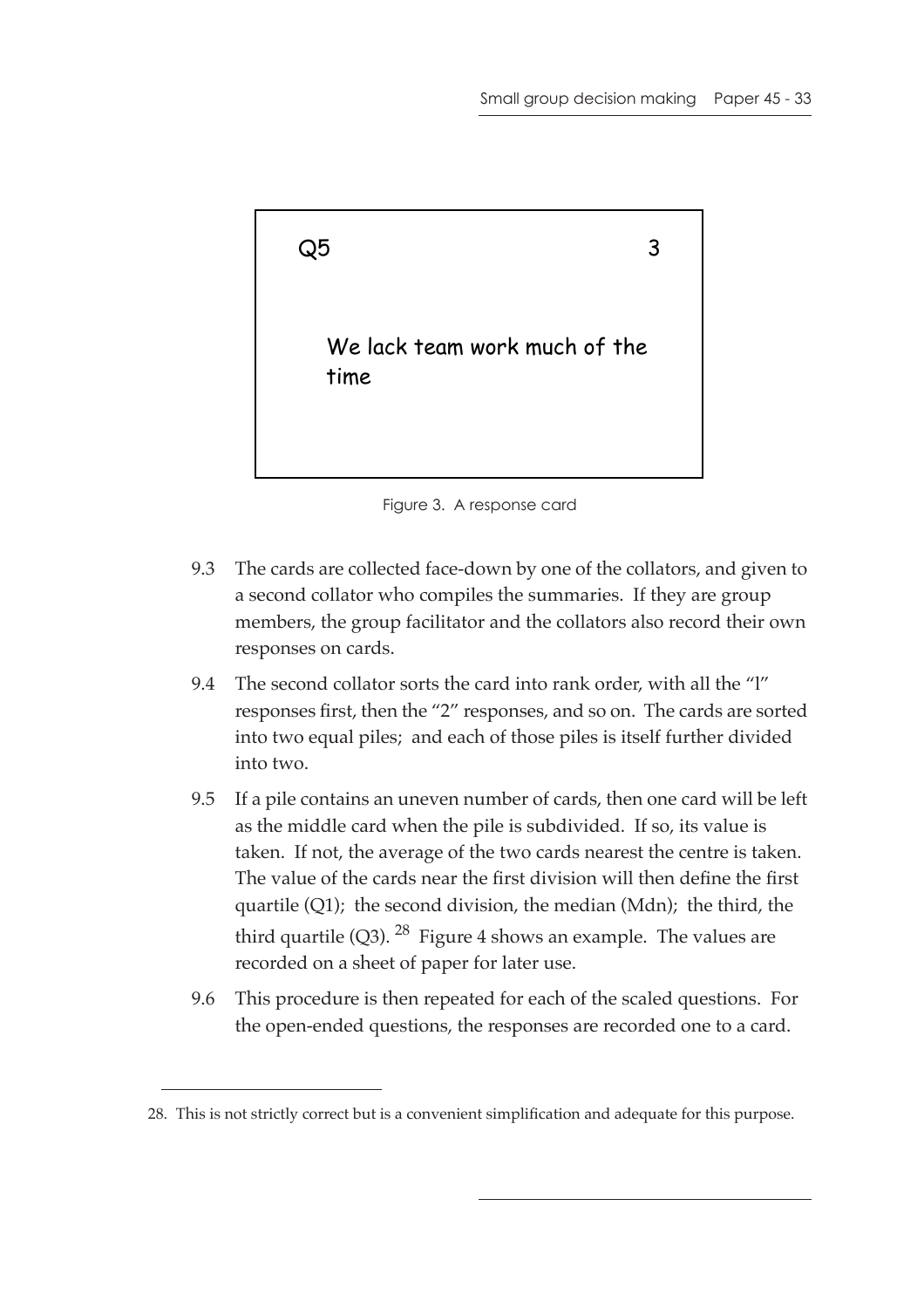Q5 3

We lack team work much of the time

Figure 3. A response card

9.3 The cards are collected face-down by one of the collators, and given to a second collator who compiles the summaries. If they are group members, the group facilitator and the collators also record their own responses on cards.

9.4 The second collator sorts the card into rank order, with all the "1" responses first, then the "2" responses, and so on. The cards are sorted into two equal piles; and each of those piles is itself further divided into two.

9.5 If a pile contains an uneven number of cards, then one card will be left as the middle card when the pile is subdivided. If so, its value is taken. If not, the average of the two cards nearest the centre is taken. The value of the cards near the first division will then define the first quartile (Q1); the second division, the median (Mdn); the third, the third quartile (Q3).[28] Figure 4 shows an example. The values are recorded on a sheet of paper for later use.

9.6 This procedure is then repeated for each of the scaled questions. For the open-ended questions, the responses are recorded one to a card.

---

28. This is not strictly correct but is a convenient simplification and adequate for this purpose.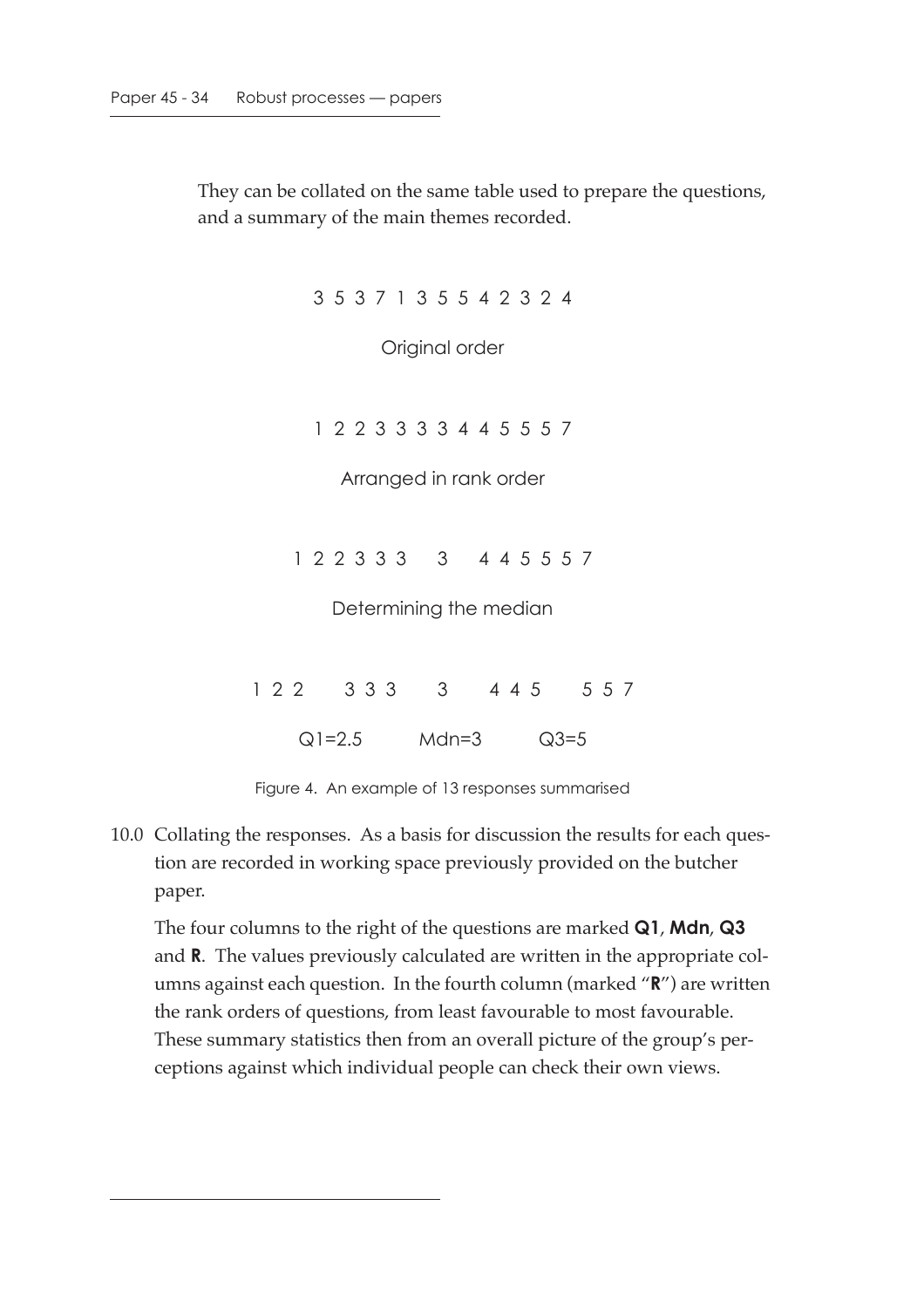They can be collated on the same table used to prepare the questions, and a summary of the main themes recorded.

3 5 3 7 1 3 5 5 4 2 3 2 4

Original order

1 2 2 3 3 3 3 4 4 5 5 5 7

Arranged in rank order

1 2 2 3 3 3 &nbsp;&nbsp; 3 &nbsp;&nbsp; 4 4 5 5 5 7

Determining the median

1 2 2 &nbsp;&nbsp; 3 3 3 &nbsp;&nbsp; 3 &nbsp;&nbsp; 4 4 5 &nbsp;&nbsp; 5 5 7

Q1=2.5 &nbsp;&nbsp;&nbsp;&nbsp; Mdn=3 &nbsp;&nbsp;&nbsp;&nbsp; Q3=5

Figure 4. An example of 13 responses summarised

10.0 Collating the responses. As a basis for discussion the results for each question are recorded in working space previously provided on the butcher paper.

The four columns to the right of the questions are marked **Q1**, **Mdn**, **Q3** and **R**. The values previously calculated are written in the appropriate columns against each question. In the fourth column (marked "**R**") are written the rank orders of questions, from least favourable to most favourable. These summary statistics then from an overall picture of the group's perceptions against which individual people can check their own views.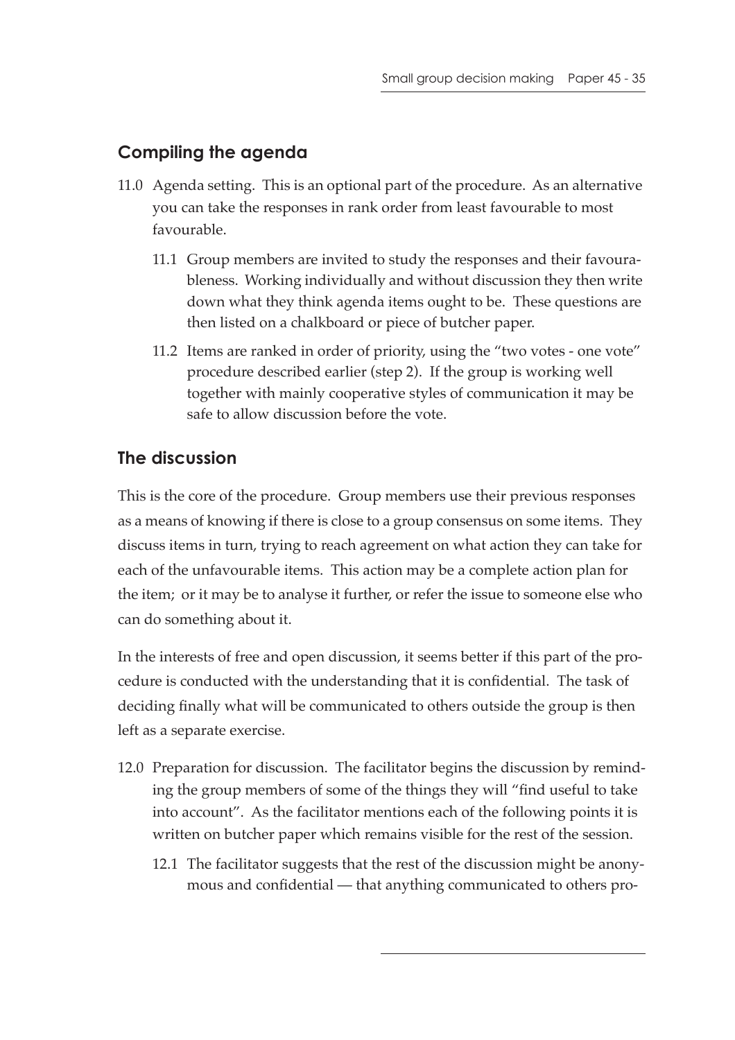## Compiling the agenda

11.0 Agenda setting. This is an optional part of the procedure. As an alternative you can take the responses in rank order from least favourable to most favourable.

  11.1 Group members are invited to study the responses and their favourableness. Working individually and without discussion they then write down what they think agenda items ought to be. These questions are then listed on a chalkboard or piece of butcher paper.

  11.2 Items are ranked in order of priority, using the "two votes - one vote" procedure described earlier (step 2). If the group is working well together with mainly cooperative styles of communication it may be safe to allow discussion before the vote.

## The discussion

This is the core of the procedure. Group members use their previous responses as a means of knowing if there is close to a group consensus on some items. They discuss items in turn, trying to reach agreement on what action they can take for each of the unfavourable items. This action may be a complete action plan for the item; or it may be to analyse it further, or refer the issue to someone else who can do something about it.

In the interests of free and open discussion, it seems better if this part of the procedure is conducted with the understanding that it is confidential. The task of deciding finally what will be communicated to others outside the group is then left as a separate exercise.

12.0 Preparation for discussion. The facilitator begins the discussion by reminding the group members of some of the things they will "find useful to take into account". As the facilitator mentions each of the following points it is written on butcher paper which remains visible for the rest of the session.

  12.1 The facilitator suggests that the rest of the discussion might be anonymous and confidential — that anything communicated to others pro-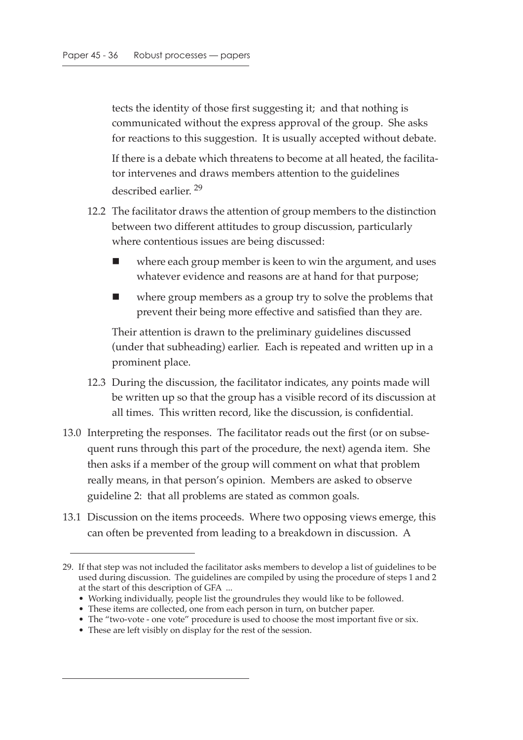tects the identity of those first suggesting it; and that nothing is communicated without the express approval of the group. She asks for reactions to this suggestion. It is usually accepted without debate.

If there is a debate which threatens to become at all heated, the facilitator intervenes and draws members attention to the guidelines described earlier. [29]

12.2 The facilitator draws the attention of group members to the distinction between two different attitudes to group discussion, particularly where contentious issues are being discussed:

- where each group member is keen to win the argument, and uses whatever evidence and reasons are at hand for that purpose;
- where group members as a group try to solve the problems that prevent their being more effective and satisfied than they are.

Their attention is drawn to the preliminary guidelines discussed (under that subheading) earlier. Each is repeated and written up in a prominent place.

12.3 During the discussion, the facilitator indicates, any points made will be written up so that the group has a visible record of its discussion at all times. This written record, like the discussion, is confidential.

13.0 Interpreting the responses. The facilitator reads out the first (or on subsequent runs through this part of the procedure, the next) agenda item. She then asks if a member of the group will comment on what that problem really means, in that person's opinion. Members are asked to observe guideline 2: that all problems are stated as common goals.

13.1 Discussion on the items proceeds. Where two opposing views emerge, this can often be prevented from leading to a breakdown in discussion. A

---

29. If that step was not included the facilitator asks members to develop a list of guidelines to be used during discussion. The guidelines are compiled by using the procedure of steps 1 and 2 at the start of this description of GFA ...
    - Working individually, people list the groundrules they would like to be followed.
    - These items are collected, one from each person in turn, on butcher paper.
    - The "two-vote - one vote" procedure is used to choose the most important five or six.
    - These are left visibly on display for the rest of the session.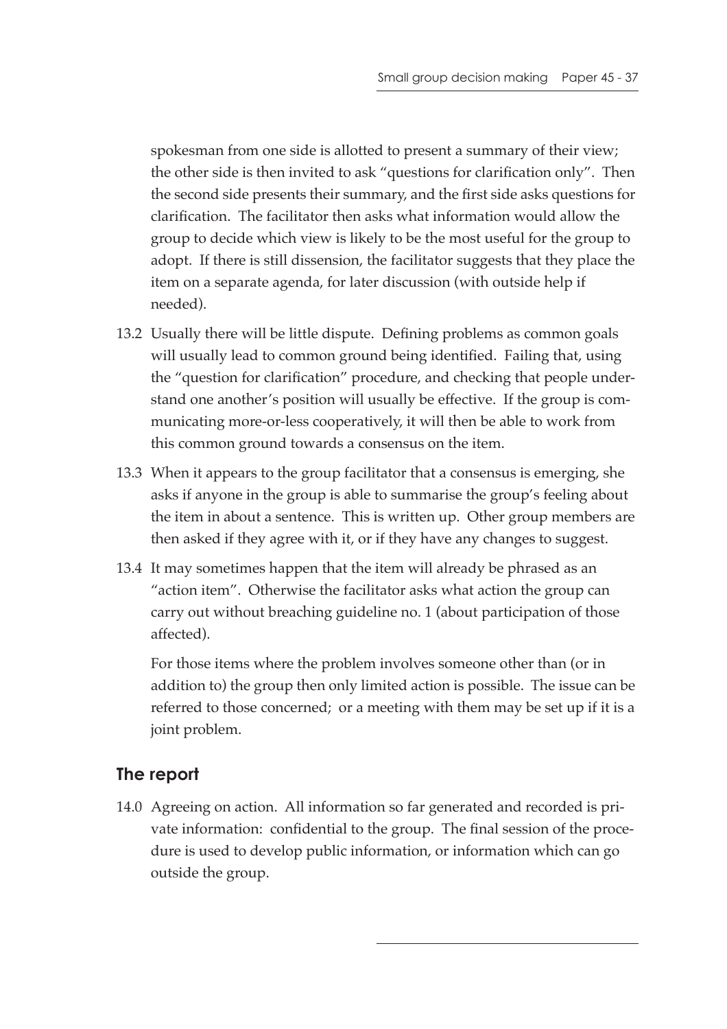spokesman from one side is allotted to present a summary of their view; the other side is then invited to ask "questions for clarification only". Then the second side presents their summary, and the first side asks questions for clarification. The facilitator then asks what information would allow the group to decide which view is likely to be the most useful for the group to adopt. If there is still dissension, the facilitator suggests that they place the item on a separate agenda, for later discussion (with outside help if needed).

13.2 Usually there will be little dispute. Defining problems as common goals will usually lead to common ground being identified. Failing that, using the "question for clarification" procedure, and checking that people understand one another's position will usually be effective. If the group is communicating more-or-less cooperatively, it will then be able to work from this common ground towards a consensus on the item.

13.3 When it appears to the group facilitator that a consensus is emerging, she asks if anyone in the group is able to summarise the group's feeling about the item in about a sentence. This is written up. Other group members are then asked if they agree with it, or if they have any changes to suggest.

13.4 It may sometimes happen that the item will already be phrased as an "action item". Otherwise the facilitator asks what action the group can carry out without breaching guideline no. 1 (about participation of those affected).

For those items where the problem involves someone other than (or in addition to) the group then only limited action is possible. The issue can be referred to those concerned; or a meeting with them may be set up if it is a joint problem.

## The report

14.0 Agreeing on action. All information so far generated and recorded is private information: confidential to the group. The final session of the procedure is used to develop public information, or information which can go outside the group.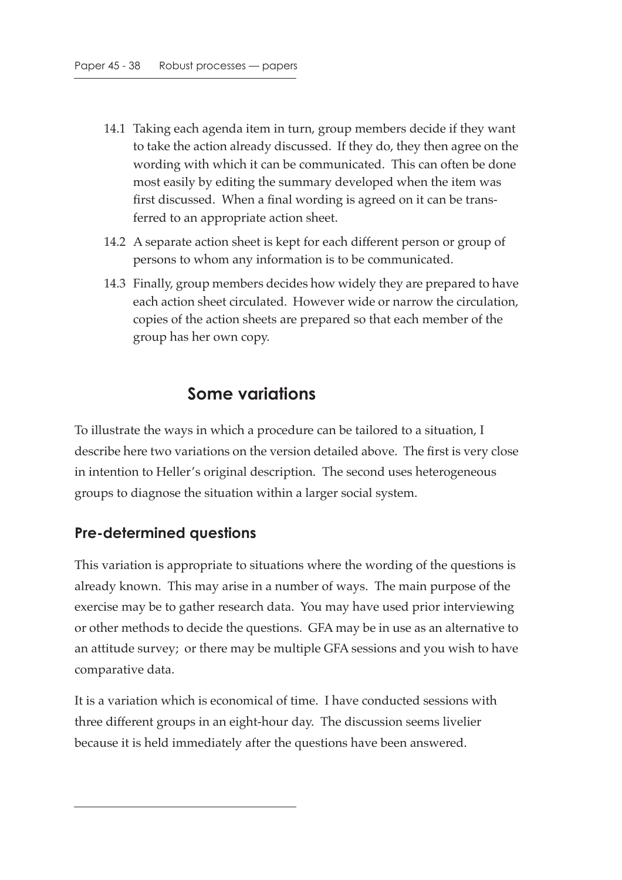14.1 Taking each agenda item in turn, group members decide if they want to take the action already discussed. If they do, they then agree on the wording with which it can be communicated. This can often be done most easily by editing the summary developed when the item was first discussed. When a final wording is agreed on it can be transferred to an appropriate action sheet.

14.2 A separate action sheet is kept for each different person or group of persons to whom any information is to be communicated.

14.3 Finally, group members decides how widely they are prepared to have each action sheet circulated. However wide or narrow the circulation, copies of the action sheets are prepared so that each member of the group has her own copy.

## Some variations

To illustrate the ways in which a procedure can be tailored to a situation, I describe here two variations on the version detailed above. The first is very close in intention to Heller's original description. The second uses heterogeneous groups to diagnose the situation within a larger social system.

### Pre-determined questions

This variation is appropriate to situations where the wording of the questions is already known. This may arise in a number of ways. The main purpose of the exercise may be to gather research data. You may have used prior interviewing or other methods to decide the questions. GFA may be in use as an alternative to an attitude survey; or there may be multiple GFA sessions and you wish to have comparative data.

It is a variation which is economical of time. I have conducted sessions with three different groups in an eight-hour day. The discussion seems livelier because it is held immediately after the questions have been answered.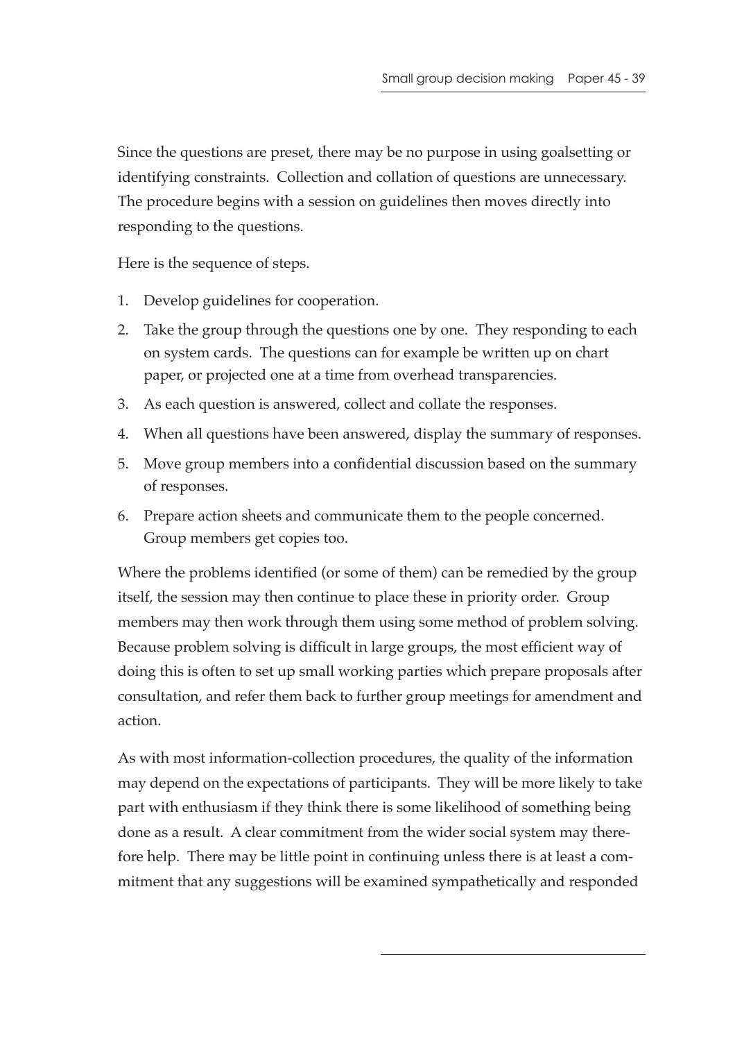Since the questions are preset, there may be no purpose in using goalsetting or identifying constraints. Collection and collation of questions are unnecessary. The procedure begins with a session on guidelines then moves directly into responding to the questions.

Here is the sequence of steps.

1. Develop guidelines for cooperation.
2. Take the group through the questions one by one. They responding to each on system cards. The questions can for example be written up on chart paper, or projected one at a time from overhead transparencies.
3. As each question is answered, collect and collate the responses.
4. When all questions have been answered, display the summary of responses.
5. Move group members into a confidential discussion based on the summary of responses.
6. Prepare action sheets and communicate them to the people concerned. Group members get copies too.

Where the problems identified (or some of them) can be remedied by the group itself, the session may then continue to place these in priority order. Group members may then work through them using some method of problem solving. Because problem solving is difficult in large groups, the most efficient way of doing this is often to set up small working parties which prepare proposals after consultation, and refer them back to further group meetings for amendment and action.

As with most information-collection procedures, the quality of the information may depend on the expectations of participants. They will be more likely to take part with enthusiasm if they think there is some likelihood of something being done as a result. A clear commitment from the wider social system may therefore help. There may be little point in continuing unless there is at least a commitment that any suggestions will be examined sympathetically and responded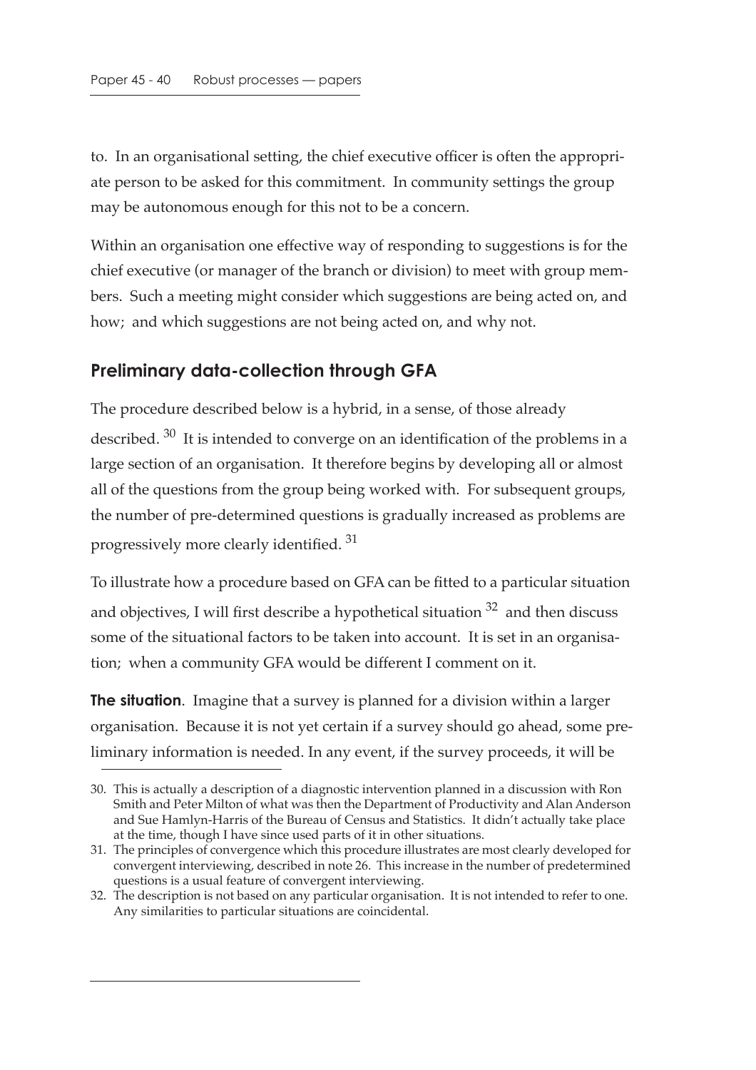to. In an organisational setting, the chief executive officer is often the appropriate person to be asked for this commitment. In community settings the group may be autonomous enough for this not to be a concern.

Within an organisation one effective way of responding to suggestions is for the chief executive (or manager of the branch or division) to meet with group members. Such a meeting might consider which suggestions are being acted on, and how; and which suggestions are not being acted on, and why not.

## Preliminary data-collection through GFA

The procedure described below is a hybrid, in a sense, of those already described. [30] It is intended to converge on an identification of the problems in a large section of an organisation. It therefore begins by developing all or almost all of the questions from the group being worked with. For subsequent groups, the number of pre-determined questions is gradually increased as problems are progressively more clearly identified. [31]

To illustrate how a procedure based on GFA can be fitted to a particular situation and objectives, I will first describe a hypothetical situation [32] and then discuss some of the situational factors to be taken into account. It is set in an organisation; when a community GFA would be different I comment on it.

**The situation**. Imagine that a survey is planned for a division within a larger organisation. Because it is not yet certain if a survey should go ahead, some preliminary information is needed. In any event, if the survey proceeds, it will be

---

30. This is actually a description of a diagnostic intervention planned in a discussion with Ron Smith and Peter Milton of what was then the Department of Productivity and Alan Anderson and Sue Hamlyn-Harris of the Bureau of Census and Statistics. It didn't actually take place at the time, though I have since used parts of it in other situations.

31. The principles of convergence which this procedure illustrates are most clearly developed for convergent interviewing, described in note 26. This increase in the number of predetermined questions is a usual feature of convergent interviewing.

32. The description is not based on any particular organisation. It is not intended to refer to one. Any similarities to particular situations are coincidental.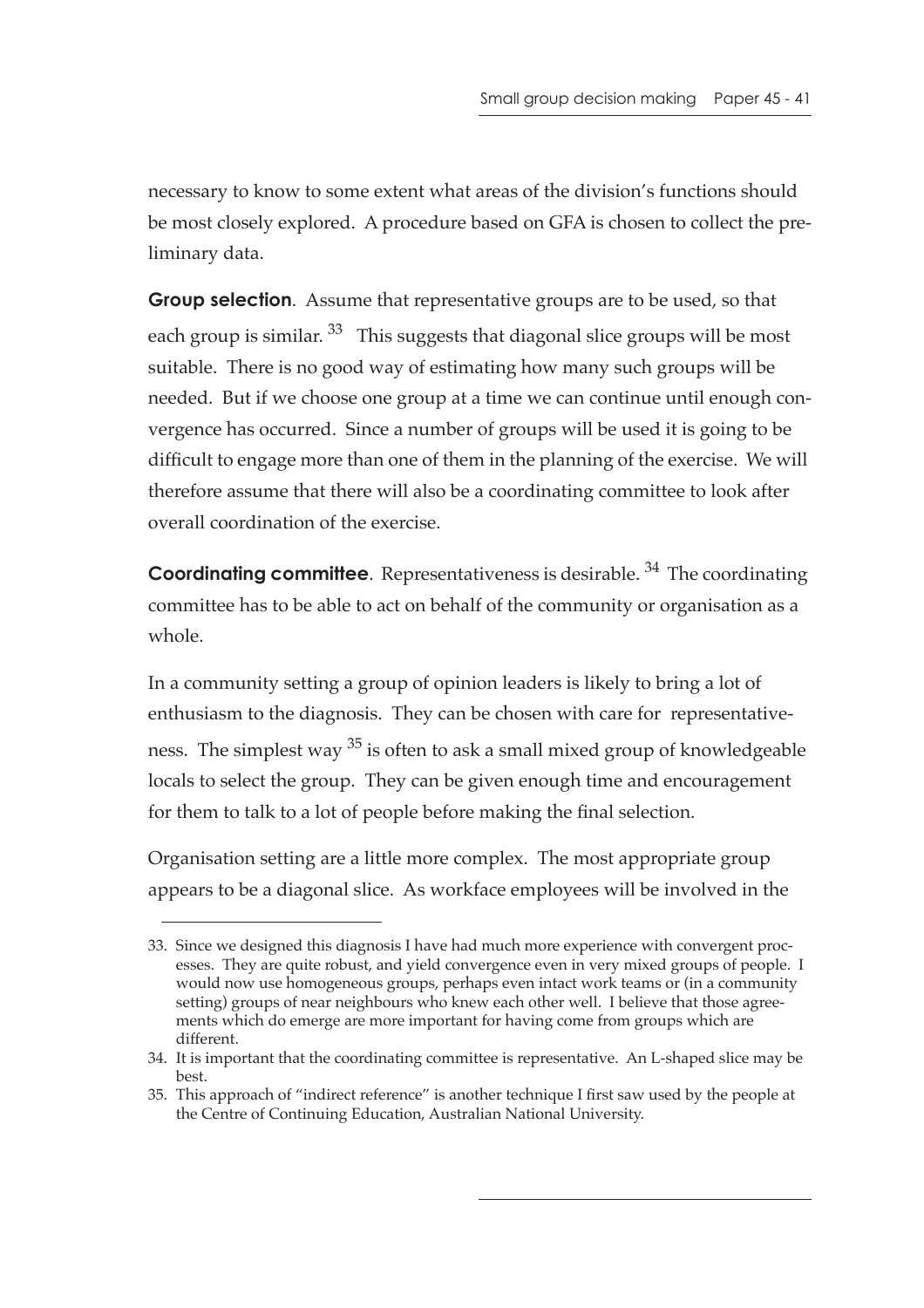necessary to know to some extent what areas of the division's functions should be most closely explored. A procedure based on GFA is chosen to collect the preliminary data.

**Group selection**. Assume that representative groups are to be used, so that each group is similar. [33] This suggests that diagonal slice groups will be most suitable. There is no good way of estimating how many such groups will be needed. But if we choose one group at a time we can continue until enough convergence has occurred. Since a number of groups will be used it is going to be difficult to engage more than one of them in the planning of the exercise. We will therefore assume that there will also be a coordinating committee to look after overall coordination of the exercise.

**Coordinating committee**. Representativeness is desirable. [34] The coordinating committee has to be able to act on behalf of the community or organisation as a whole.

In a community setting a group of opinion leaders is likely to bring a lot of enthusiasm to the diagnosis. They can be chosen with care for representativeness. The simplest way [35] is often to ask a small mixed group of knowledgeable locals to select the group. They can be given enough time and encouragement for them to talk to a lot of people before making the final selection.

Organisation setting are a little more complex. The most appropriate group appears to be a diagonal slice. As workface employees will be involved in the

---

33. Since we designed this diagnosis I have had much more experience with convergent processes. They are quite robust, and yield convergence even in very mixed groups of people. I would now use homogeneous groups, perhaps even intact work teams or (in a community setting) groups of near neighbours who knew each other well. I believe that those agreements which do emerge are more important for having come from groups which are different.

34. It is important that the coordinating committee is representative. An L-shaped slice may be best.

35. This approach of "indirect reference" is another technique I first saw used by the people at the Centre of Continuing Education, Australian National University.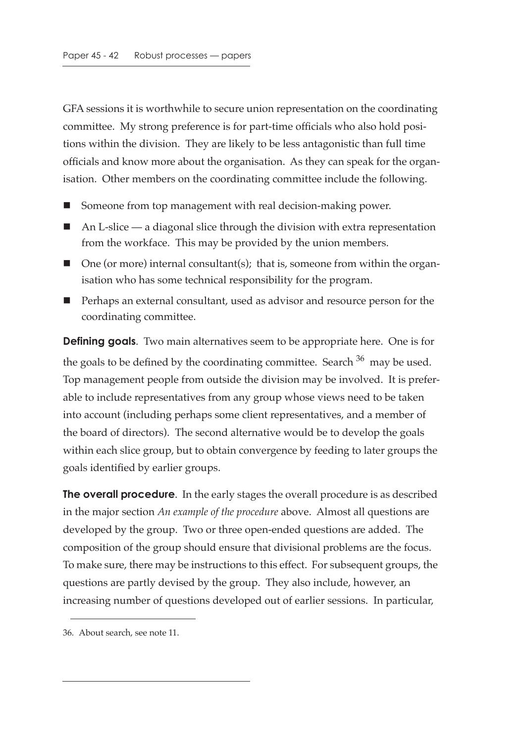GFA sessions it is worthwhile to secure union representation on the coordinating committee. My strong preference is for part-time officials who also hold positions within the division. They are likely to be less antagonistic than full time officials and know more about the organisation. As they can speak for the organisation. Other members on the coordinating committee include the following.

- Someone from top management with real decision-making power.
- An L-slice — a diagonal slice through the division with extra representation from the workface. This may be provided by the union members.
- One (or more) internal consultant(s); that is, someone from within the organisation who has some technical responsibility for the program.
- Perhaps an external consultant, used as advisor and resource person for the coordinating committee.

**Defining goals**. Two main alternatives seem to be appropriate here. One is for the goals to be defined by the coordinating committee. Search [36] may be used. Top management people from outside the division may be involved. It is preferable to include representatives from any group whose views need to be taken into account (including perhaps some client representatives, and a member of the board of directors). The second alternative would be to develop the goals within each slice group, but to obtain convergence by feeding to later groups the goals identified by earlier groups.

**The overall procedure**. In the early stages the overall procedure is as described in the major section *An example of the procedure* above. Almost all questions are developed by the group. Two or three open-ended questions are added. The composition of the group should ensure that divisional problems are the focus. To make sure, there may be instructions to this effect. For subsequent groups, the questions are partly devised by the group. They also include, however, an increasing number of questions developed out of earlier sessions. In particular,

36. About search, see note 11.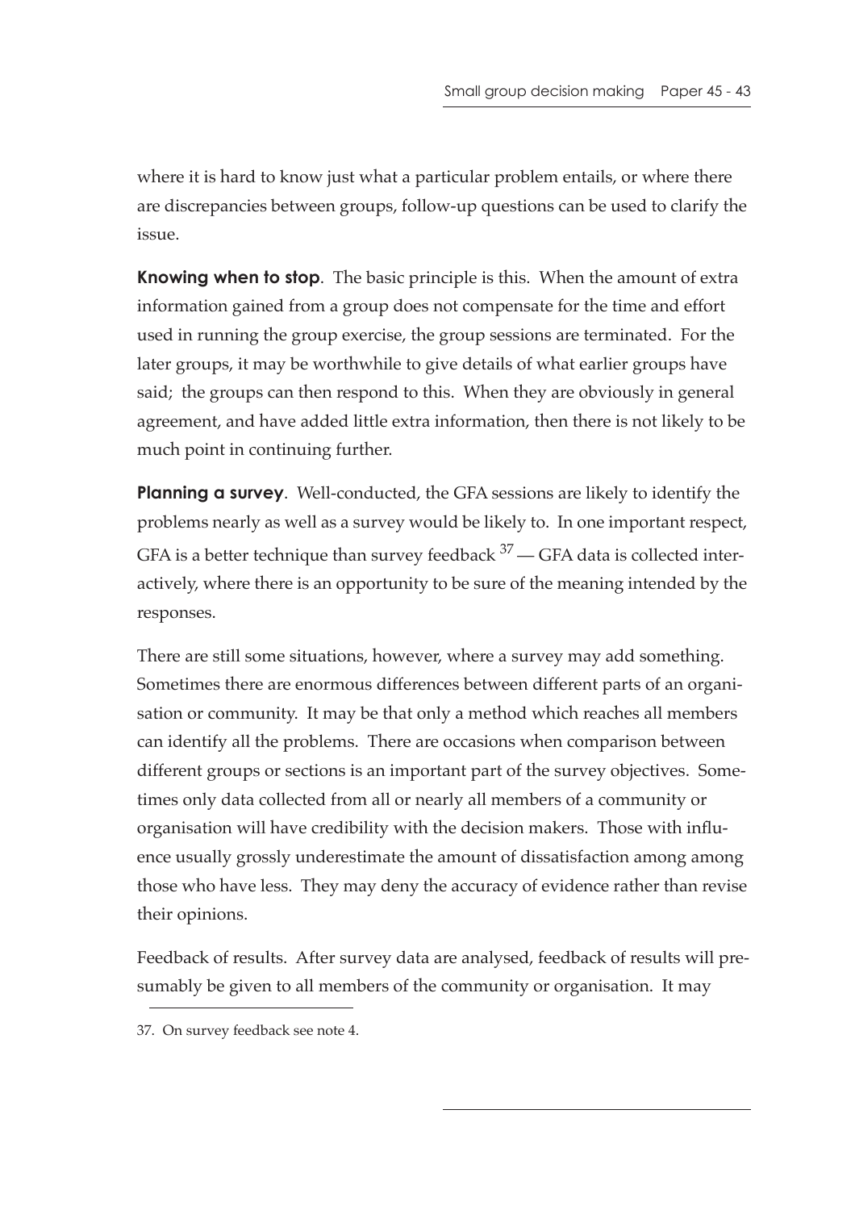where it is hard to know just what a particular problem entails, or where there are discrepancies between groups, follow-up questions can be used to clarify the issue.

**Knowing when to stop**. The basic principle is this. When the amount of extra information gained from a group does not compensate for the time and effort used in running the group exercise, the group sessions are terminated. For the later groups, it may be worthwhile to give details of what earlier groups have said; the groups can then respond to this. When they are obviously in general agreement, and have added little extra information, then there is not likely to be much point in continuing further.

**Planning a survey**. Well-conducted, the GFA sessions are likely to identify the problems nearly as well as a survey would be likely to. In one important respect, GFA is a better technique than survey feedback [37] — GFA data is collected interactively, where there is an opportunity to be sure of the meaning intended by the responses.

There are still some situations, however, where a survey may add something. Sometimes there are enormous differences between different parts of an organisation or community. It may be that only a method which reaches all members can identify all the problems. There are occasions when comparison between different groups or sections is an important part of the survey objectives. Sometimes only data collected from all or nearly all members of a community or organisation will have credibility with the decision makers. Those with influence usually grossly underestimate the amount of dissatisfaction among among those who have less. They may deny the accuracy of evidence rather than revise their opinions.

Feedback of results. After survey data are analysed, feedback of results will presumably be given to all members of the community or organisation. It may

---

37. On survey feedback see note 4.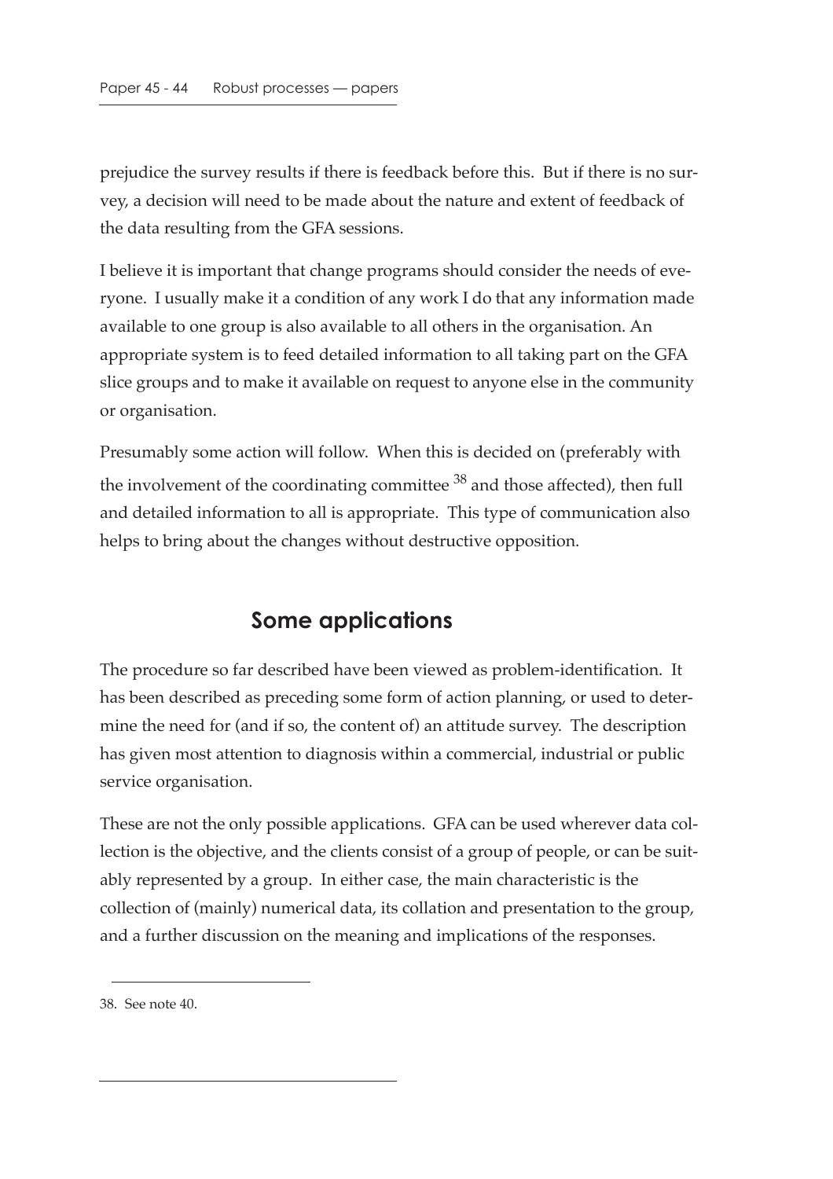prejudice the survey results if there is feedback before this. But if there is no survey, a decision will need to be made about the nature and extent of feedback of the data resulting from the GFA sessions.

I believe it is important that change programs should consider the needs of everyone. I usually make it a condition of any work I do that any information made available to one group is also available to all others in the organisation. An appropriate system is to feed detailed information to all taking part on the GFA slice groups and to make it available on request to anyone else in the community or organisation.

Presumably some action will follow. When this is decided on (preferably with the involvement of the coordinating committee [38] and those affected), then full and detailed information to all is appropriate. This type of communication also helps to bring about the changes without destructive opposition.

## Some applications

The procedure so far described have been viewed as problem-identification. It has been described as preceding some form of action planning, or used to determine the need for (and if so, the content of) an attitude survey. The description has given most attention to diagnosis within a commercial, industrial or public service organisation.

These are not the only possible applications. GFA can be used wherever data collection is the objective, and the clients consist of a group of people, or can be suitably represented by a group. In either case, the main characteristic is the collection of (mainly) numerical data, its collation and presentation to the group, and a further discussion on the meaning and implications of the responses.

---

38. See note 40.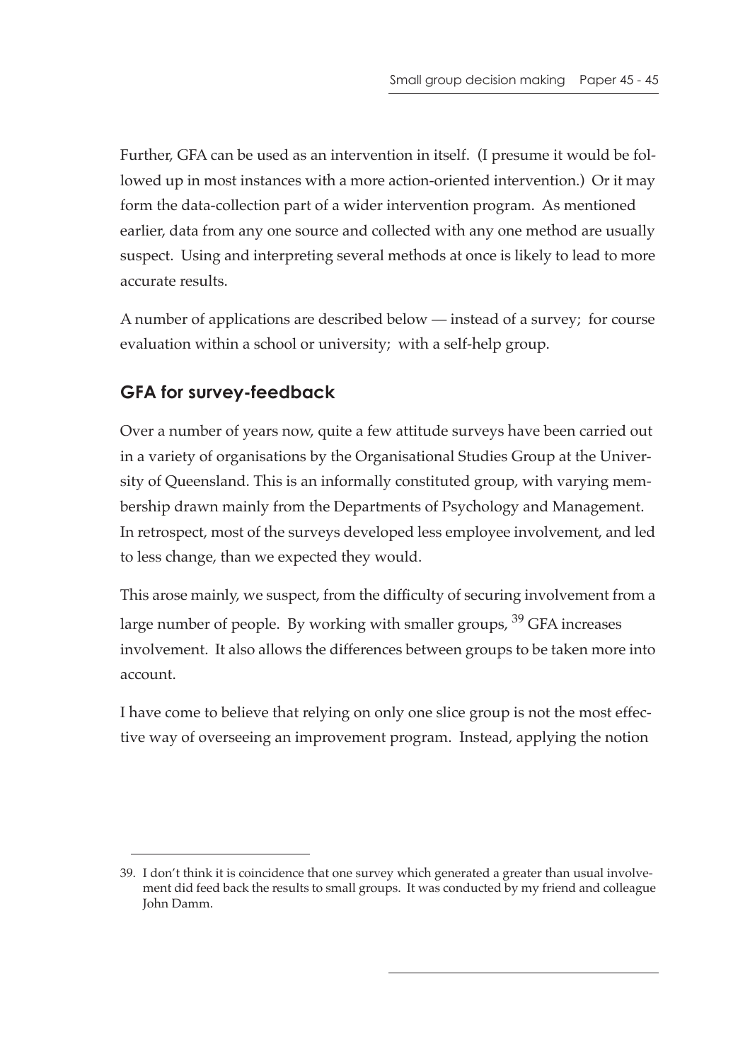Further, GFA can be used as an intervention in itself. (I presume it would be followed up in most instances with a more action-oriented intervention.) Or it may form the data-collection part of a wider intervention program. As mentioned earlier, data from any one source and collected with any one method are usually suspect. Using and interpreting several methods at once is likely to lead to more accurate results.

A number of applications are described below — instead of a survey; for course evaluation within a school or university; with a self-help group.

## GFA for survey-feedback

Over a number of years now, quite a few attitude surveys have been carried out in a variety of organisations by the Organisational Studies Group at the University of Queensland. This is an informally constituted group, with varying membership drawn mainly from the Departments of Psychology and Management. In retrospect, most of the surveys developed less employee involvement, and led to less change, than we expected they would.

This arose mainly, we suspect, from the difficulty of securing involvement from a large number of people. By working with smaller groups, [39] GFA increases involvement. It also allows the differences between groups to be taken more into account.

I have come to believe that relying on only one slice group is not the most effective way of overseeing an improvement program. Instead, applying the notion

---

39. I don't think it is coincidence that one survey which generated a greater than usual involvement did feed back the results to small groups. It was conducted by my friend and colleague John Damm.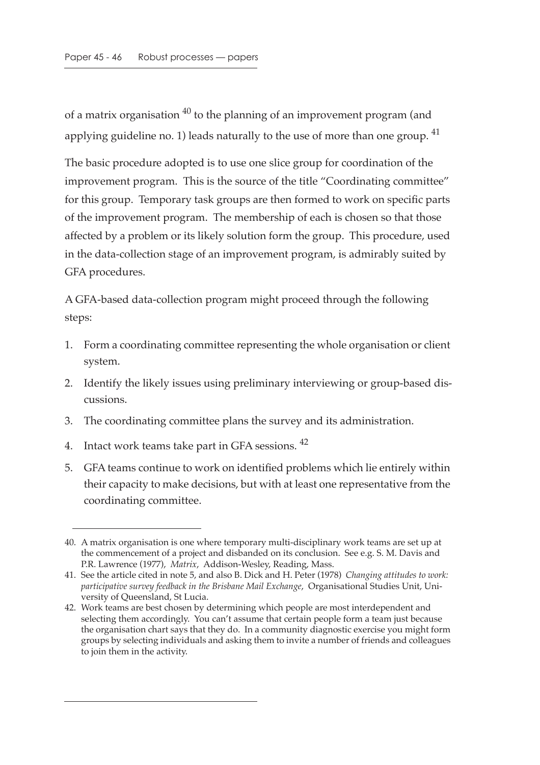of a matrix organisation [40] to the planning of an improvement program (and applying guideline no. 1) leads naturally to the use of more than one group. [41]

The basic procedure adopted is to use one slice group for coordination of the improvement program. This is the source of the title "Coordinating committee" for this group. Temporary task groups are then formed to work on specific parts of the improvement program. The membership of each is chosen so that those affected by a problem or its likely solution form the group. This procedure, used in the data-collection stage of an improvement program, is admirably suited by GFA procedures.

A GFA-based data-collection program might proceed through the following steps:

1. Form a coordinating committee representing the whole organisation or client system.
2. Identify the likely issues using preliminary interviewing or group-based discussions.
3. The coordinating committee plans the survey and its administration.
4. Intact work teams take part in GFA sessions. [42]
5. GFA teams continue to work on identified problems which lie entirely within their capacity to make decisions, but with at least one representative from the coordinating committee.

---

40. A matrix organisation is one where temporary multi-disciplinary work teams are set up at the commencement of a project and disbanded on its conclusion. See e.g. S. M. Davis and P.R. Lawrence (1977), *Matrix*, Addison-Wesley, Reading, Mass.
41. See the article cited in note 5, and also B. Dick and H. Peter (1978) *Changing attitudes to work: participative survey feedback in the Brisbane Mail Exchange*, Organisational Studies Unit, University of Queensland, St Lucia.
42. Work teams are best chosen by determining which people are most interdependent and selecting them accordingly. You can't assume that certain people form a team just because the organisation chart says that they do. In a community diagnostic exercise you might form groups by selecting individuals and asking them to invite a number of friends and colleagues to join them in the activity.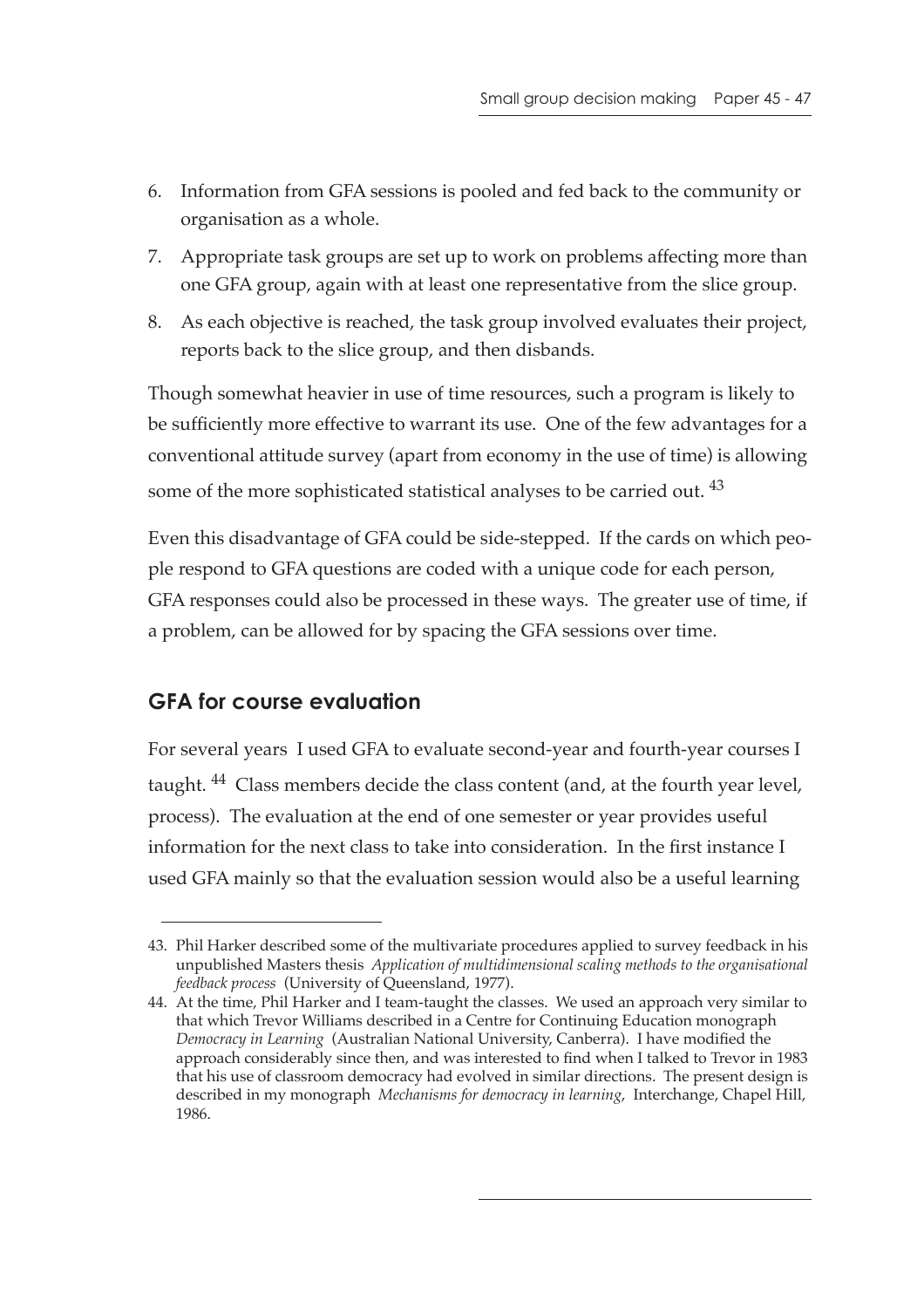6. Information from GFA sessions is pooled and fed back to the community or organisation as a whole.
7. Appropriate task groups are set up to work on problems affecting more than one GFA group, again with at least one representative from the slice group.
8. As each objective is reached, the task group involved evaluates their project, reports back to the slice group, and then disbands.

Though somewhat heavier in use of time resources, such a program is likely to be sufficiently more effective to warrant its use. One of the few advantages for a conventional attitude survey (apart from economy in the use of time) is allowing some of the more sophisticated statistical analyses to be carried out. [43]

Even this disadvantage of GFA could be side-stepped. If the cards on which people respond to GFA questions are coded with a unique code for each person, GFA responses could also be processed in these ways. The greater use of time, if a problem, can be allowed for by spacing the GFA sessions over time.

## GFA for course evaluation

For several years I used GFA to evaluate second-year and fourth-year courses I taught. [44] Class members decide the class content (and, at the fourth year level, process). The evaluation at the end of one semester or year provides useful information for the next class to take into consideration. In the first instance I used GFA mainly so that the evaluation session would also be a useful learning

---

43. Phil Harker described some of the multivariate procedures applied to survey feedback in his unpublished Masters thesis *Application of multidimensional scaling methods to the organisational feedback process* (University of Queensland, 1977).

44. At the time, Phil Harker and I team-taught the classes. We used an approach very similar to that which Trevor Williams described in a Centre for Continuing Education monograph *Democracy in Learning* (Australian National University, Canberra). I have modified the approach considerably since then, and was interested to find when I talked to Trevor in 1983 that his use of classroom democracy had evolved in similar directions. The present design is described in my monograph *Mechanisms for democracy in learning*, Interchange, Chapel Hill, 1986.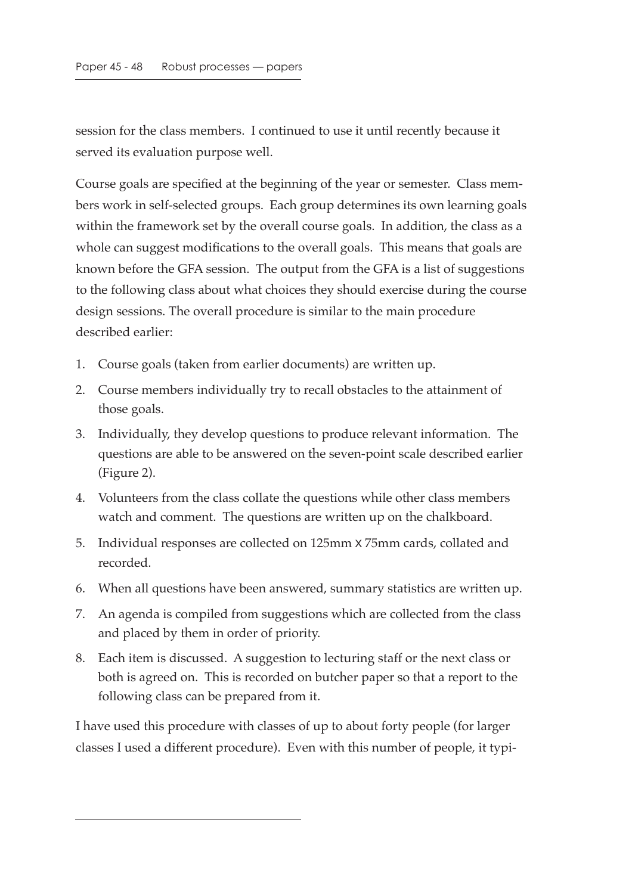session for the class members. I continued to use it until recently because it served its evaluation purpose well.

Course goals are specified at the beginning of the year or semester. Class members work in self-selected groups. Each group determines its own learning goals within the framework set by the overall course goals. In addition, the class as a whole can suggest modifications to the overall goals. This means that goals are known before the GFA session. The output from the GFA is a list of suggestions to the following class about what choices they should exercise during the course design sessions. The overall procedure is similar to the main procedure described earlier:

1. Course goals (taken from earlier documents) are written up.
2. Course members individually try to recall obstacles to the attainment of those goals.
3. Individually, they develop questions to produce relevant information. The questions are able to be answered on the seven-point scale described earlier (Figure 2).
4. Volunteers from the class collate the questions while other class members watch and comment. The questions are written up on the chalkboard.
5. Individual responses are collected on 125mm x 75mm cards, collated and recorded.
6. When all questions have been answered, summary statistics are written up.
7. An agenda is compiled from suggestions which are collected from the class and placed by them in order of priority.
8. Each item is discussed. A suggestion to lecturing staff or the next class or both is agreed on. This is recorded on butcher paper so that a report to the following class can be prepared from it.

I have used this procedure with classes of up to about forty people (for larger classes I used a different procedure). Even with this number of people, it typi-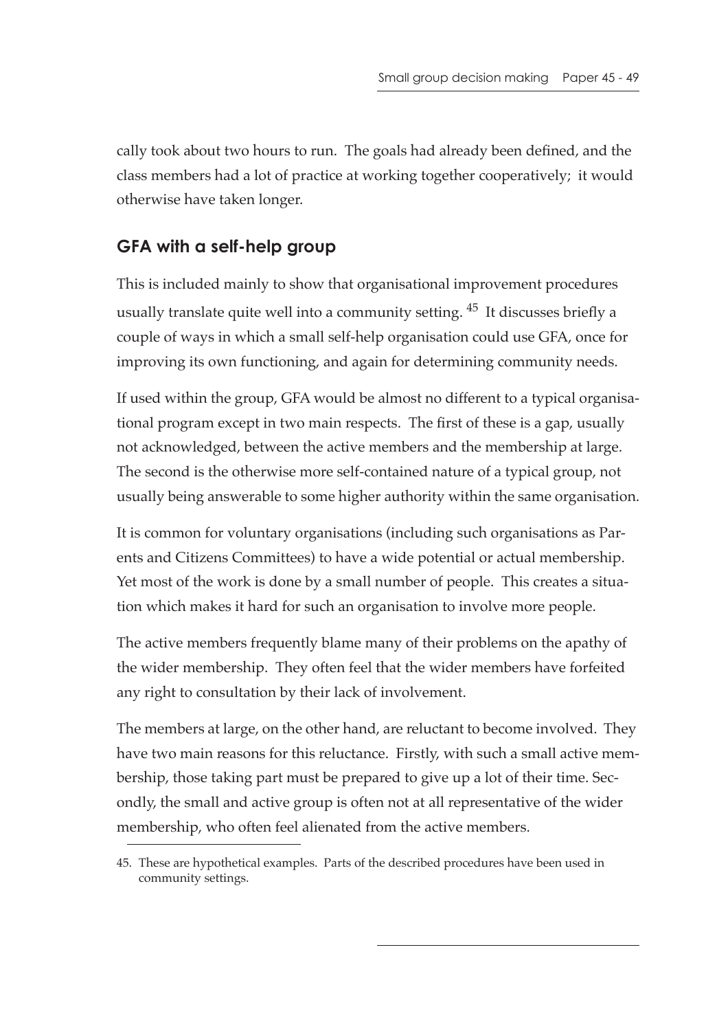cally took about two hours to run. The goals had already been defined, and the class members had a lot of practice at working together cooperatively; it would otherwise have taken longer.

## GFA with a self-help group

This is included mainly to show that organisational improvement procedures usually translate quite well into a community setting. [45] It discusses briefly a couple of ways in which a small self-help organisation could use GFA, once for improving its own functioning, and again for determining community needs.

If used within the group, GFA would be almost no different to a typical organisational program except in two main respects. The first of these is a gap, usually not acknowledged, between the active members and the membership at large. The second is the otherwise more self-contained nature of a typical group, not usually being answerable to some higher authority within the same organisation.

It is common for voluntary organisations (including such organisations as Parents and Citizens Committees) to have a wide potential or actual membership. Yet most of the work is done by a small number of people. This creates a situation which makes it hard for such an organisation to involve more people.

The active members frequently blame many of their problems on the apathy of the wider membership. They often feel that the wider members have forfeited any right to consultation by their lack of involvement.

The members at large, on the other hand, are reluctant to become involved. They have two main reasons for this reluctance. Firstly, with such a small active membership, those taking part must be prepared to give up a lot of their time. Secondly, the small and active group is often not at all representative of the wider membership, who often feel alienated from the active members.

45. These are hypothetical examples. Parts of the described procedures have been used in community settings.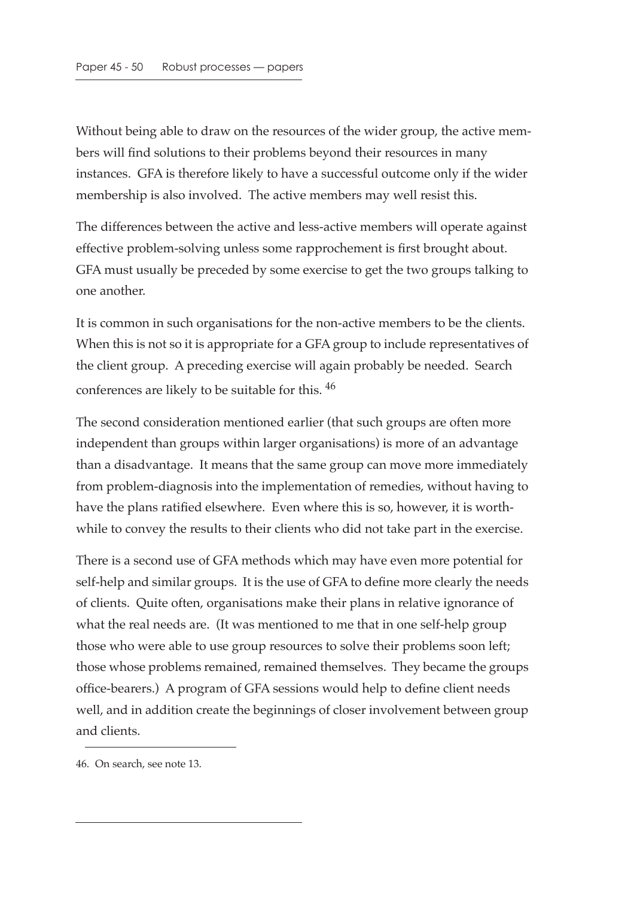Without being able to draw on the resources of the wider group, the active members will find solutions to their problems beyond their resources in many instances. GFA is therefore likely to have a successful outcome only if the wider membership is also involved. The active members may well resist this.

The differences between the active and less-active members will operate against effective problem-solving unless some rapprochement is first brought about. GFA must usually be preceded by some exercise to get the two groups talking to one another.

It is common in such organisations for the non-active members to be the clients. When this is not so it is appropriate for a GFA group to include representatives of the client group. A preceding exercise will again probably be needed. Search conferences are likely to be suitable for this. [46]

The second consideration mentioned earlier (that such groups are often more independent than groups within larger organisations) is more of an advantage than a disadvantage. It means that the same group can move more immediately from problem-diagnosis into the implementation of remedies, without having to have the plans ratified elsewhere. Even where this is so, however, it is worthwhile to convey the results to their clients who did not take part in the exercise.

There is a second use of GFA methods which may have even more potential for self-help and similar groups. It is the use of GFA to define more clearly the needs of clients. Quite often, organisations make their plans in relative ignorance of what the real needs are. (It was mentioned to me that in one self-help group those who were able to use group resources to solve their problems soon left; those whose problems remained, remained themselves. They became the groups office-bearers.) A program of GFA sessions would help to define client needs well, and in addition create the beginnings of closer involvement between group and clients.

46. On search, see note 13.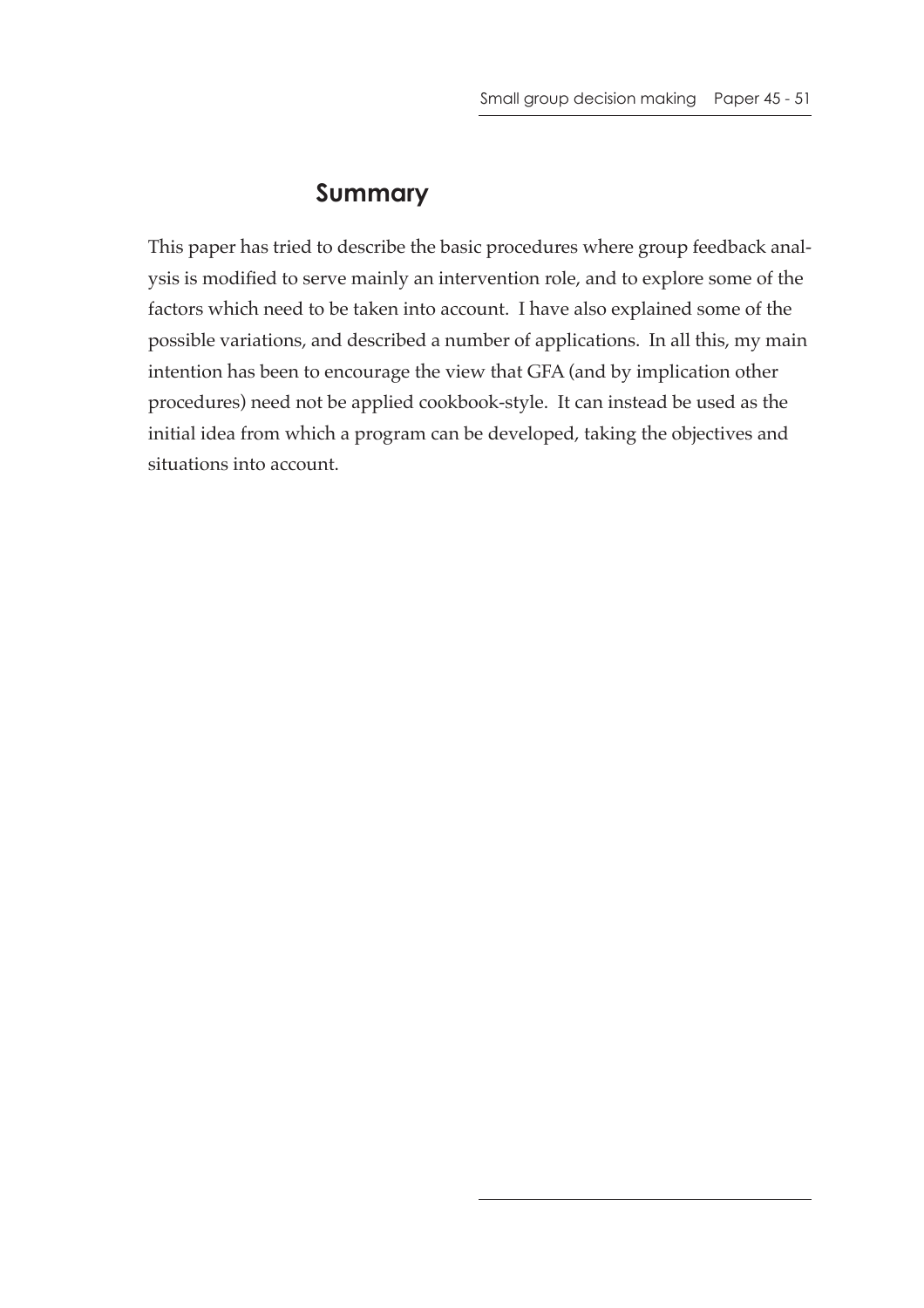## Summary

This paper has tried to describe the basic procedures where group feedback analysis is modified to serve mainly an intervention role, and to explore some of the factors which need to be taken into account. I have also explained some of the possible variations, and described a number of applications. In all this, my main intention has been to encourage the view that GFA (and by implication other procedures) need not be applied cookbook-style. It can instead be used as the initial idea from which a program can be developed, taking the objectives and situations into account.